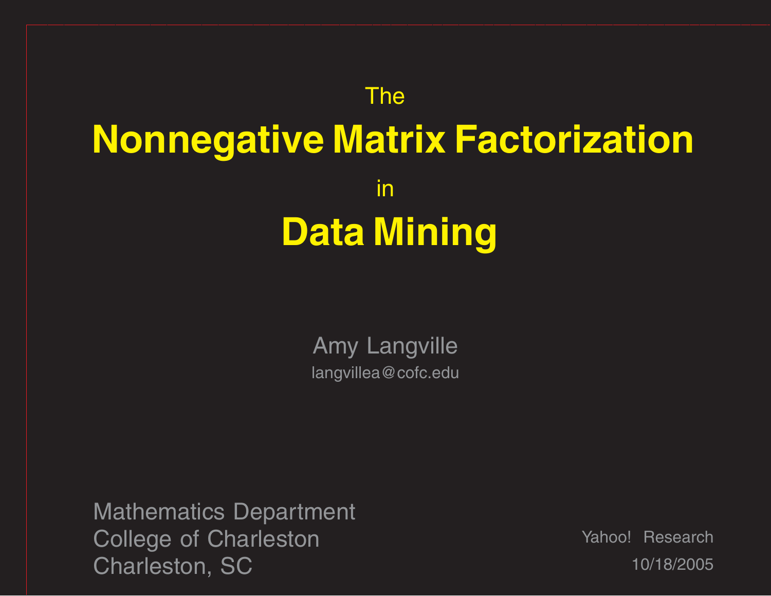The

# Nonnegative Matrix Factorization

in

# Data Mining

Amy Langville

langvillea@cofc.edu

Mathematics Department
College of Charleston
Charleston, SC

Yahoo! Research
10/18/2005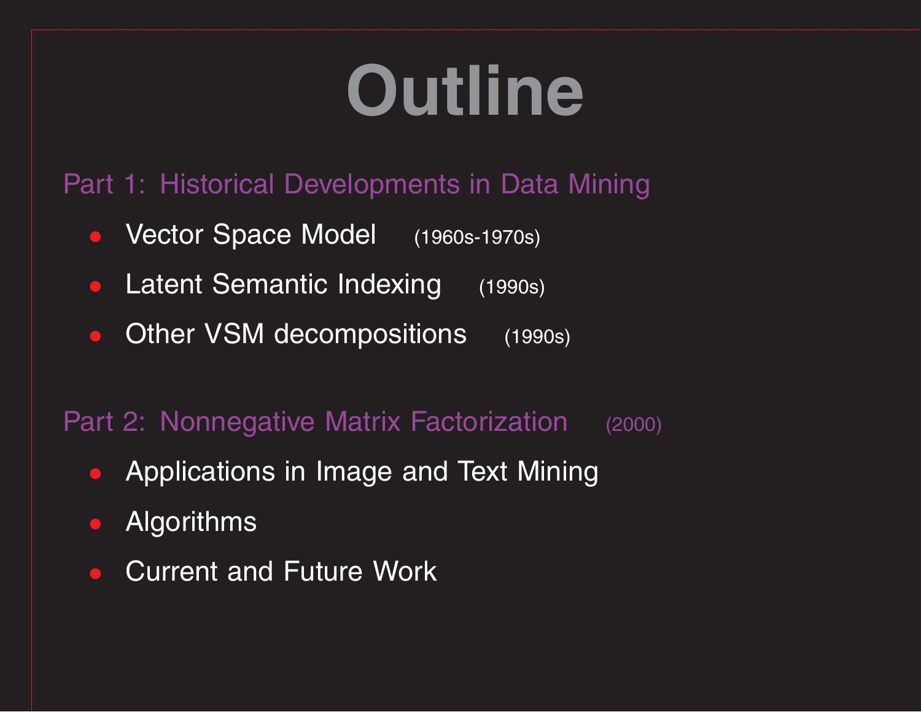# Outline

## Part 1: Historical Developments in Data Mining

- Vector Space Model (1960s-1970s)
- Latent Semantic Indexing (1990s)
- Other VSM decompositions (1990s)

## Part 2: Nonnegative Matrix Factorization (2000)

- Applications in Image and Text Mining
- Algorithms
- Current and Future Work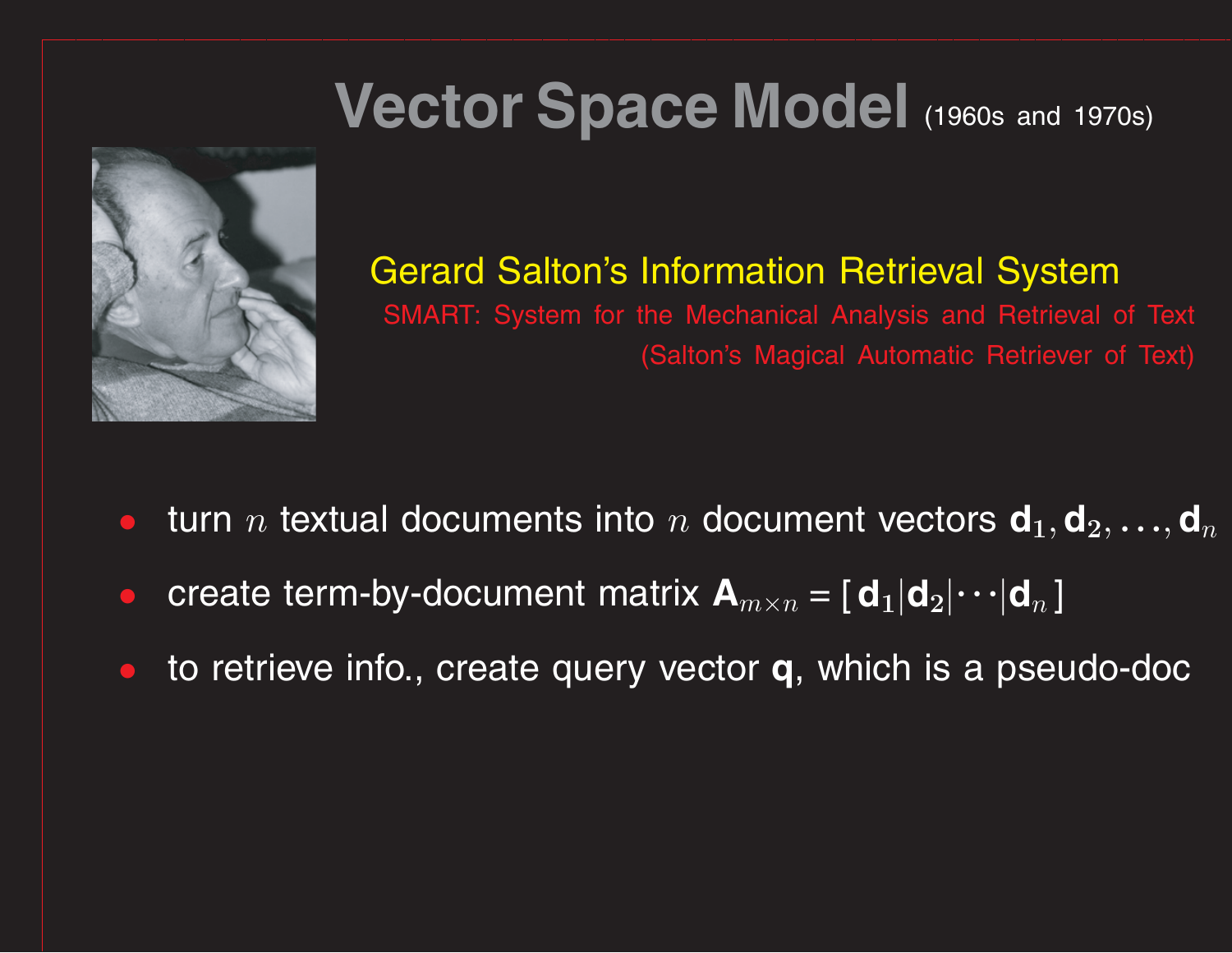# Vector Space Model (1960s and 1970s)

Gerard Salton's Information Retrieval System

SMART: System for the Mechanical Analysis and Retrieval of Text
(Salton's Magical Automatic Retriever of Text)

- turn $n$ textual documents into $n$ document vectors $\mathbf{d}_1, \mathbf{d}_2, \ldots, \mathbf{d}_n$
- create term-by-document matrix $\mathbf{A}_{m \times n} = [\, \mathbf{d}_1 | \mathbf{d}_2 | \cdots | \mathbf{d}_n \,]$
- to retrieve info., create query vector $\mathbf{q}$, which is a pseudo-doc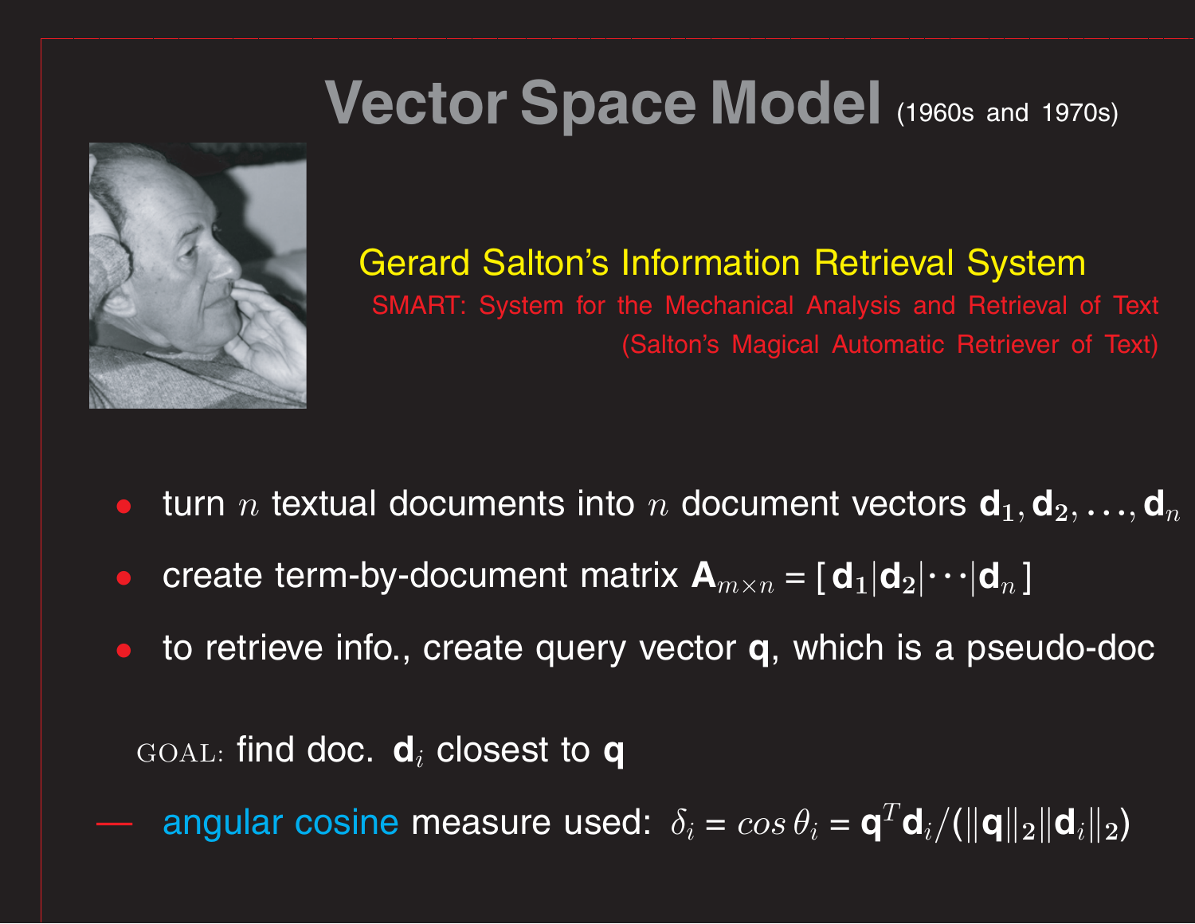# Vector Space Model (1960s and 1970s)

Gerard Salton's Information Retrieval System

SMART: System for the Mechanical Analysis and Retrieval of Text

(Salton's Magical Automatic Retriever of Text)

- turn $n$ textual documents into $n$ document vectors $\mathbf{d}_1, \mathbf{d}_2, \ldots, \mathbf{d}_n$
- create term-by-document matrix $\mathbf{A}_{m \times n} = [\,\mathbf{d}_1 | \mathbf{d}_2 | \cdots | \mathbf{d}_n\,]$
- to retrieve info., create query vector $\mathbf{q}$, which is a pseudo-doc

GOAL: find doc. $\mathbf{d}_i$ closest to $\mathbf{q}$

— angular cosine measure used: $\delta_i = \cos \theta_i = \mathbf{q}^T \mathbf{d}_i / (\|\mathbf{q}\|_2 \|\mathbf{d}_i\|_2)$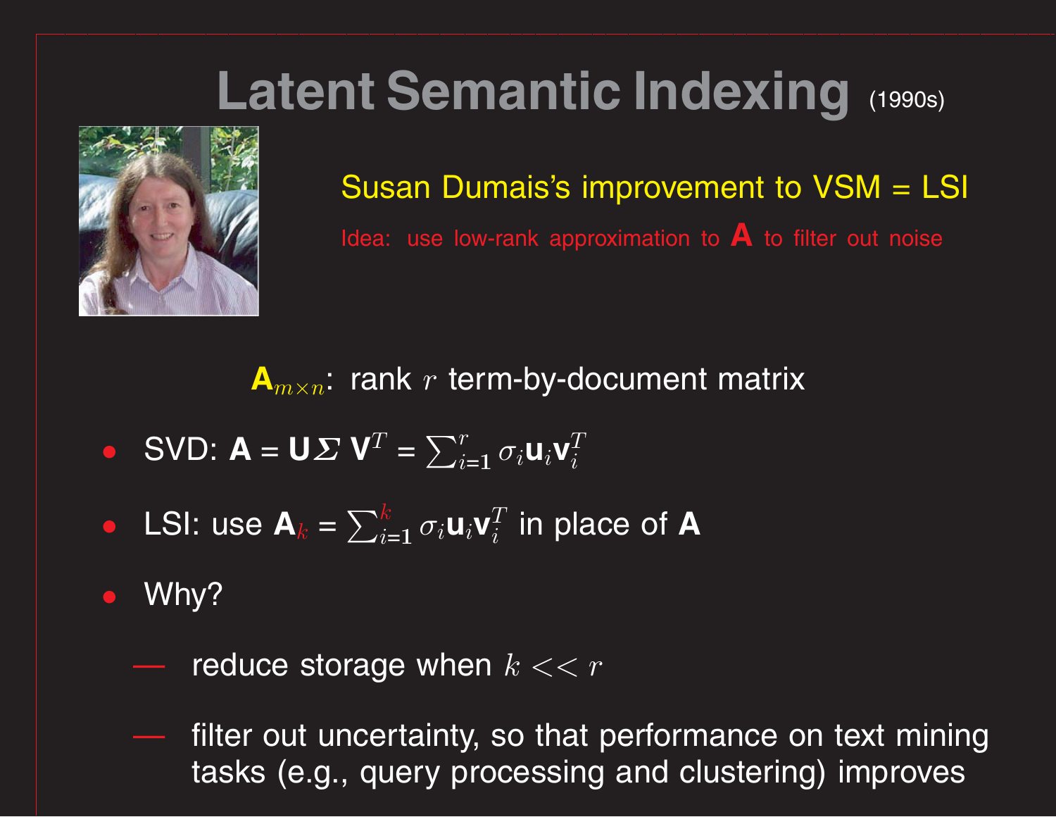# Latent Semantic Indexing (1990s)

Susan Dumais's improvement to VSM = LSI

Idea: use low-rank approximation to **A** to filter out noise

$\mathbf{A}_{m \times n}$: rank $r$ term-by-document matrix

- SVD: $\mathbf{A} = \mathbf{U} \Sigma \mathbf{V}^T = \sum_{i=1}^{r} \sigma_i \mathbf{u}_i \mathbf{v}_i^T$
- LSI: use $\mathbf{A}_k = \sum_{i=1}^{k} \sigma_i \mathbf{u}_i \mathbf{v}_i^T$ in place of **A**
- Why?
  - reduce storage when $k << r$
  - filter out uncertainty, so that performance on text mining tasks (e.g., query processing and clustering) improves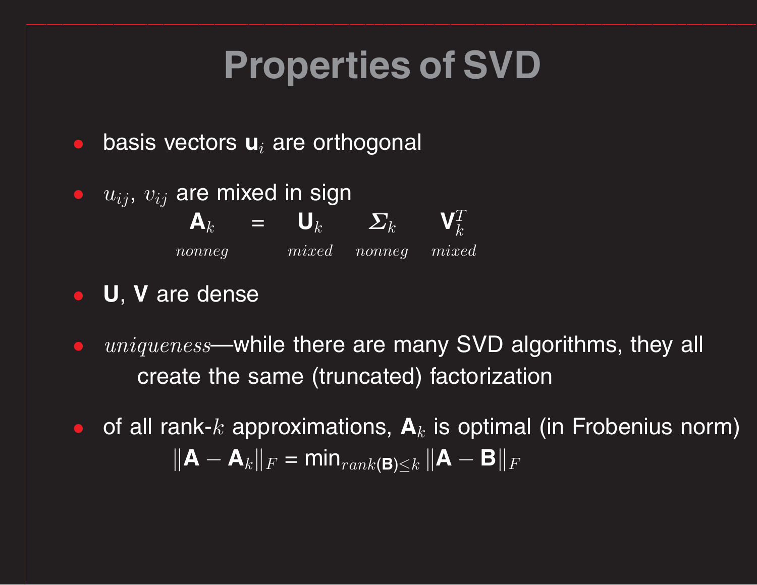# Properties of SVD

- basis vectors $\mathbf{u}_i$ are orthogonal
- $u_{ij}$, $v_{ij}$ are mixed in sign

$$\underset{nonneg}{\mathbf{A}_k} = \underset{mixed}{\mathbf{U}_k} \quad \underset{nonneg}{\mathbf{\Sigma}_k} \quad \underset{mixed}{\mathbf{V}_k^T}$$

- $\mathbf{U}$, $\mathbf{V}$ are dense
- *uniqueness*—while there are many SVD algorithms, they all create the same (truncated) factorization
- of all rank-$k$ approximations, $\mathbf{A}_k$ is optimal (in Frobenius norm)

$$\|\mathbf{A} - \mathbf{A}_k\|_F = \min_{rank(\mathbf{B}) \leq k} \|\mathbf{A} - \mathbf{B}\|_F$$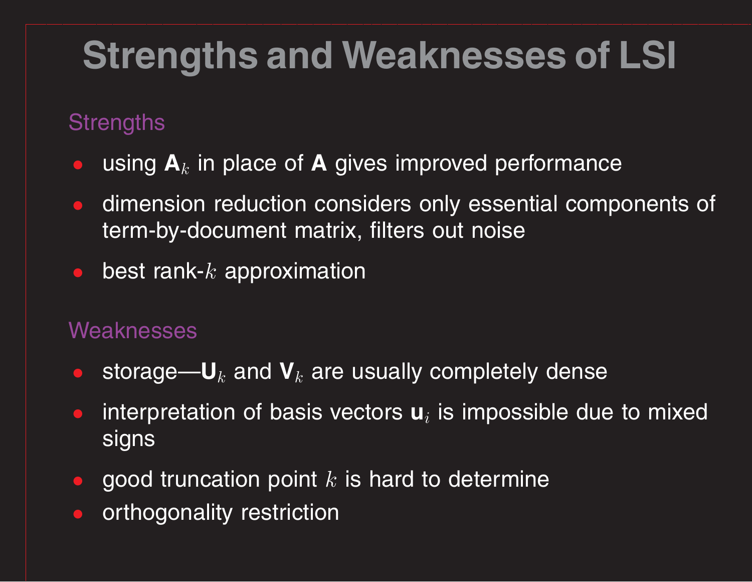# Strengths and Weaknesses of LSI

## Strengths

- using $\mathbf{A}_k$ in place of $\mathbf{A}$ gives improved performance
- dimension reduction considers only essential components of term-by-document matrix, filters out noise
- best rank-$k$ approximation

## Weaknesses

- storage—$\mathbf{U}_k$ and $\mathbf{V}_k$ are usually completely dense
- interpretation of basis vectors $\mathbf{u}_i$ is impossible due to mixed signs
- good truncation point $k$ is hard to determine
- orthogonality restriction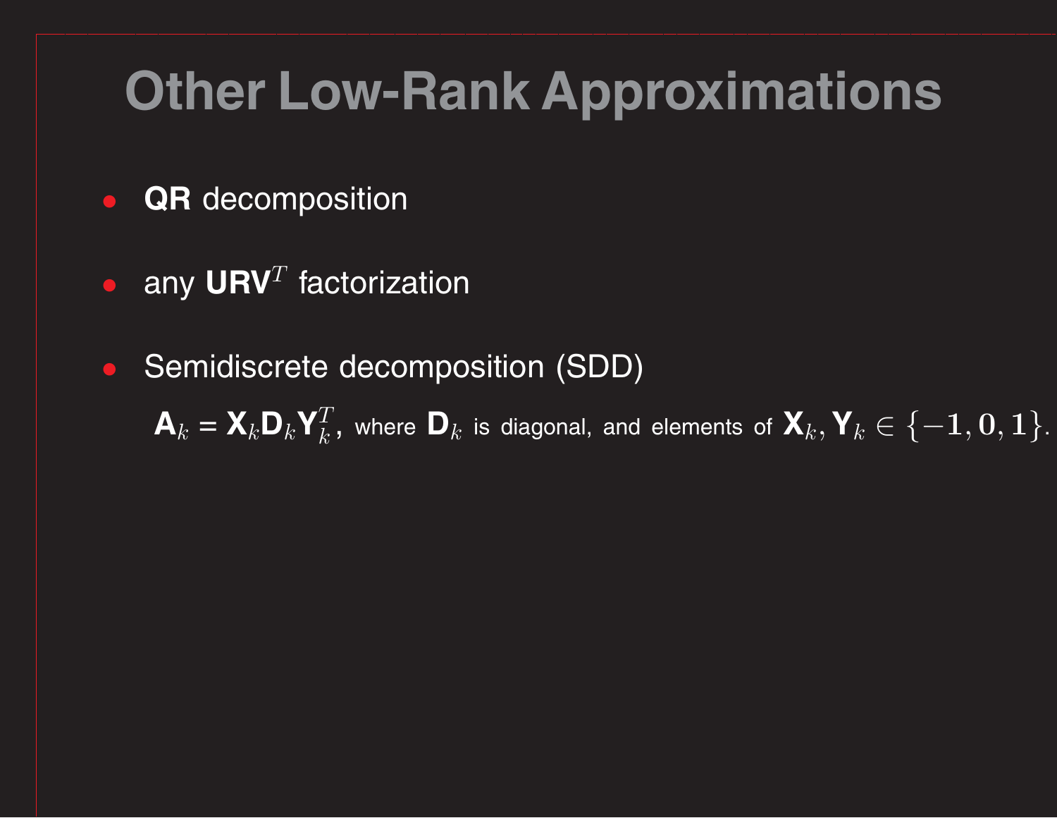# Other Low-Rank Approximations

- **QR** decomposition
- any $\mathbf{URV}^T$ factorization
- Semidiscrete decomposition (SDD)

  $\mathbf{A}_k = \mathbf{X}_k \mathbf{D}_k \mathbf{Y}_k^T$, where $\mathbf{D}_k$ is diagonal, and elements of $\mathbf{X}_k, \mathbf{Y}_k \in \{-1, 0, 1\}$.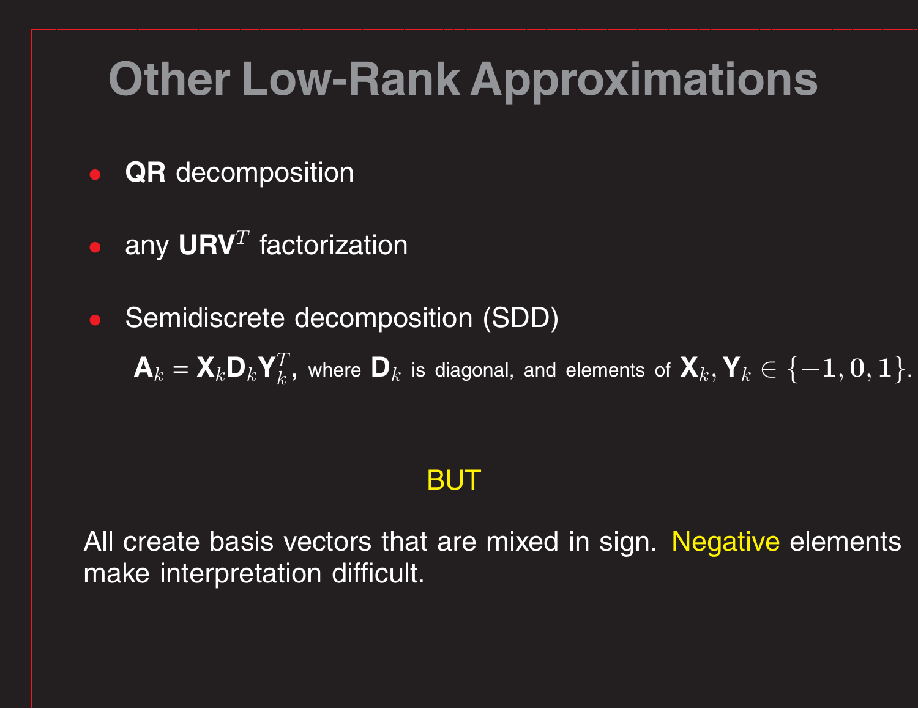# Other Low-Rank Approximations

- **QR** decomposition
- any $\mathbf{URV}^T$ factorization
- Semidiscrete decomposition (SDD)

  $\mathbf{A}_k = \mathbf{X}_k \mathbf{D}_k \mathbf{Y}_k^T$, where $\mathbf{D}_k$ is diagonal, and elements of $\mathbf{X}_k, \mathbf{Y}_k \in \{-1, 0, 1\}$.

BUT

All create basis vectors that are mixed in sign. Negative elements make interpretation difficult.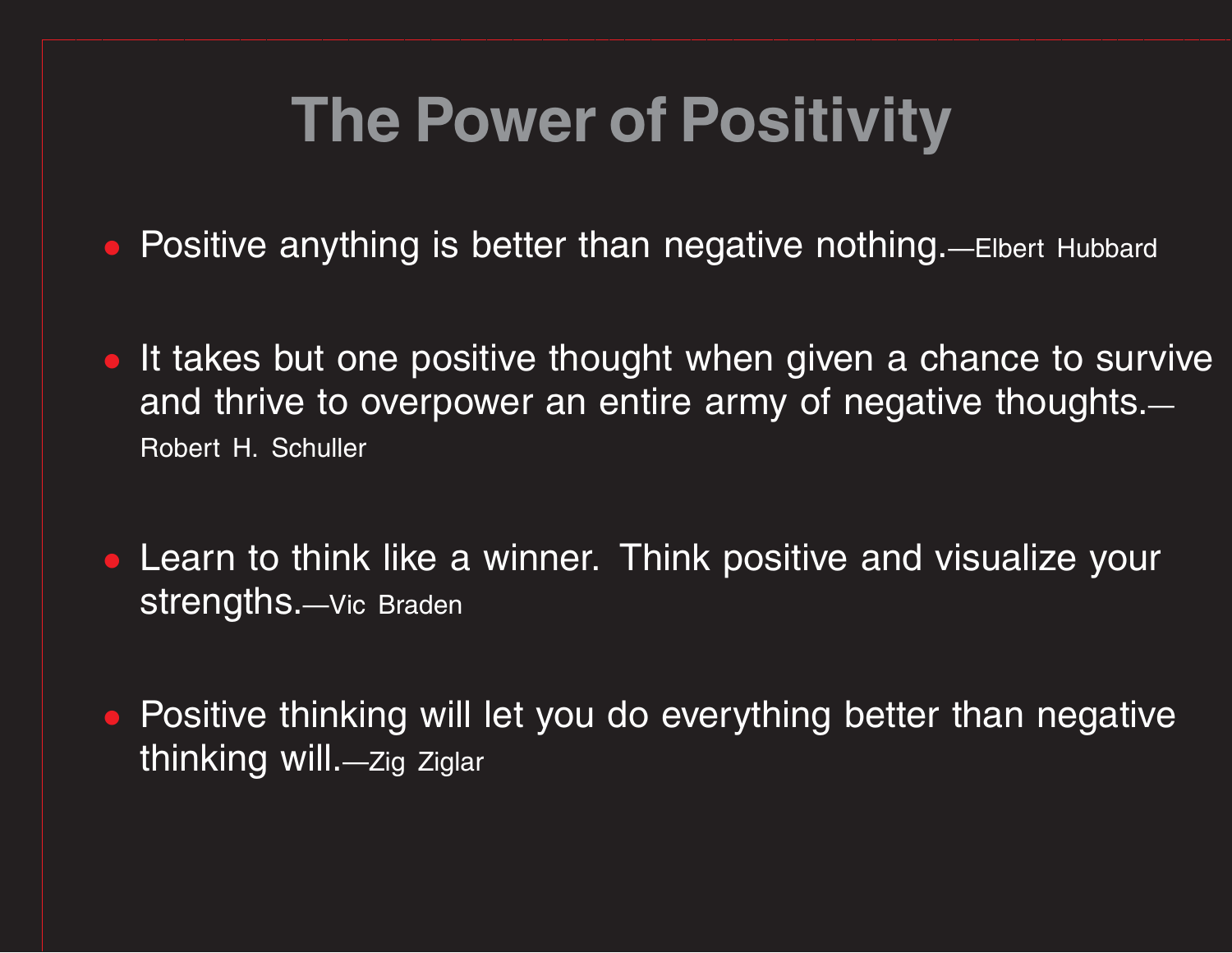# The Power of Positivity

- Positive anything is better than negative nothing.—Elbert Hubbard

- It takes but one positive thought when given a chance to survive and thrive to overpower an entire army of negative thoughts.—Robert H. Schuller

- Learn to think like a winner. Think positive and visualize your strengths.—Vic Braden

- Positive thinking will let you do everything better than negative thinking will.—Zig Ziglar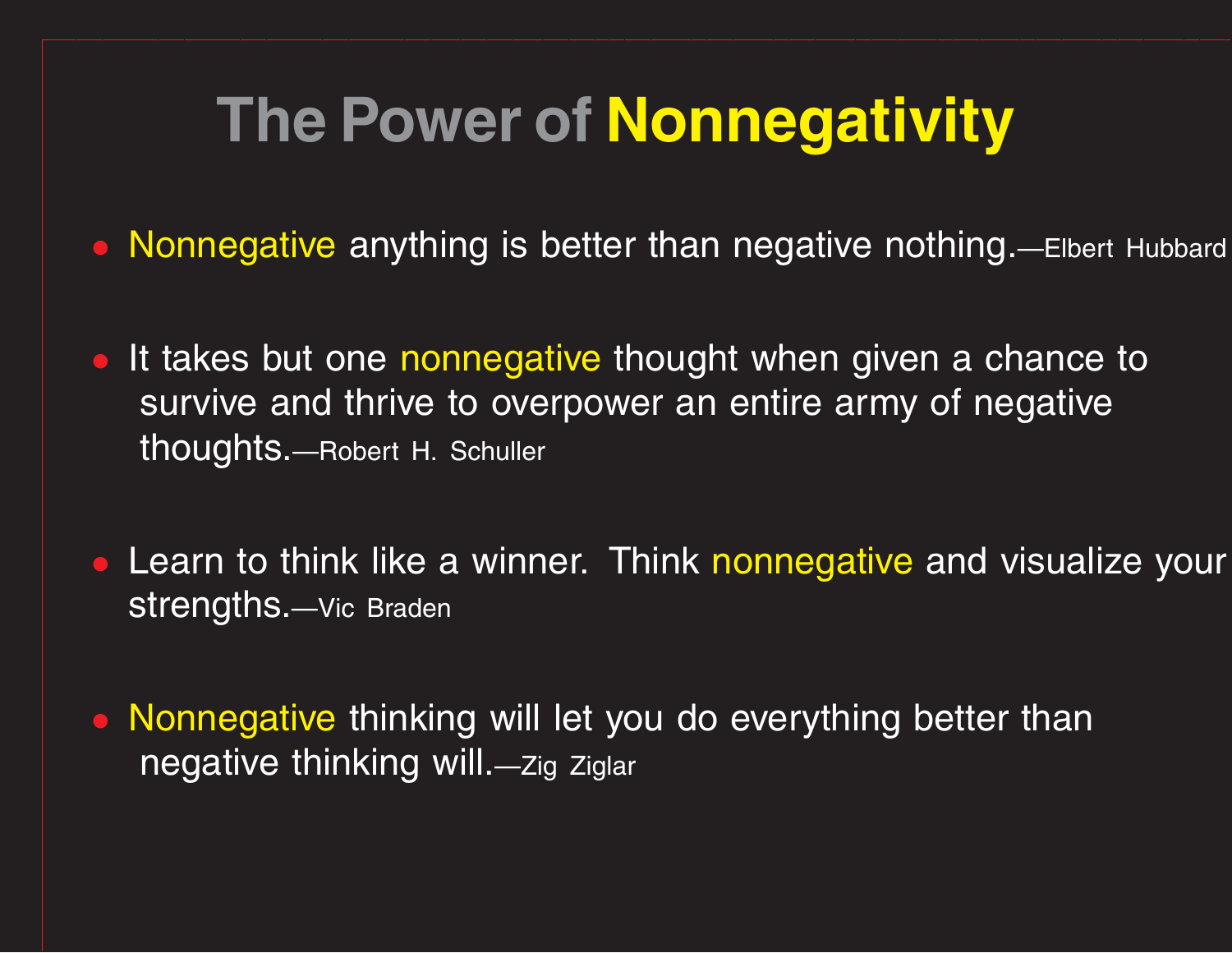# The Power of Nonnegativity

- Nonnegative anything is better than negative nothing.—Elbert Hubbard

- It takes but one nonnegative thought when given a chance to survive and thrive to overpower an entire army of negative thoughts.—Robert H. Schuller

- Learn to think like a winner. Think nonnegative and visualize your strengths.—Vic Braden

- Nonnegative thinking will let you do everything better than negative thinking will.—Zig Ziglar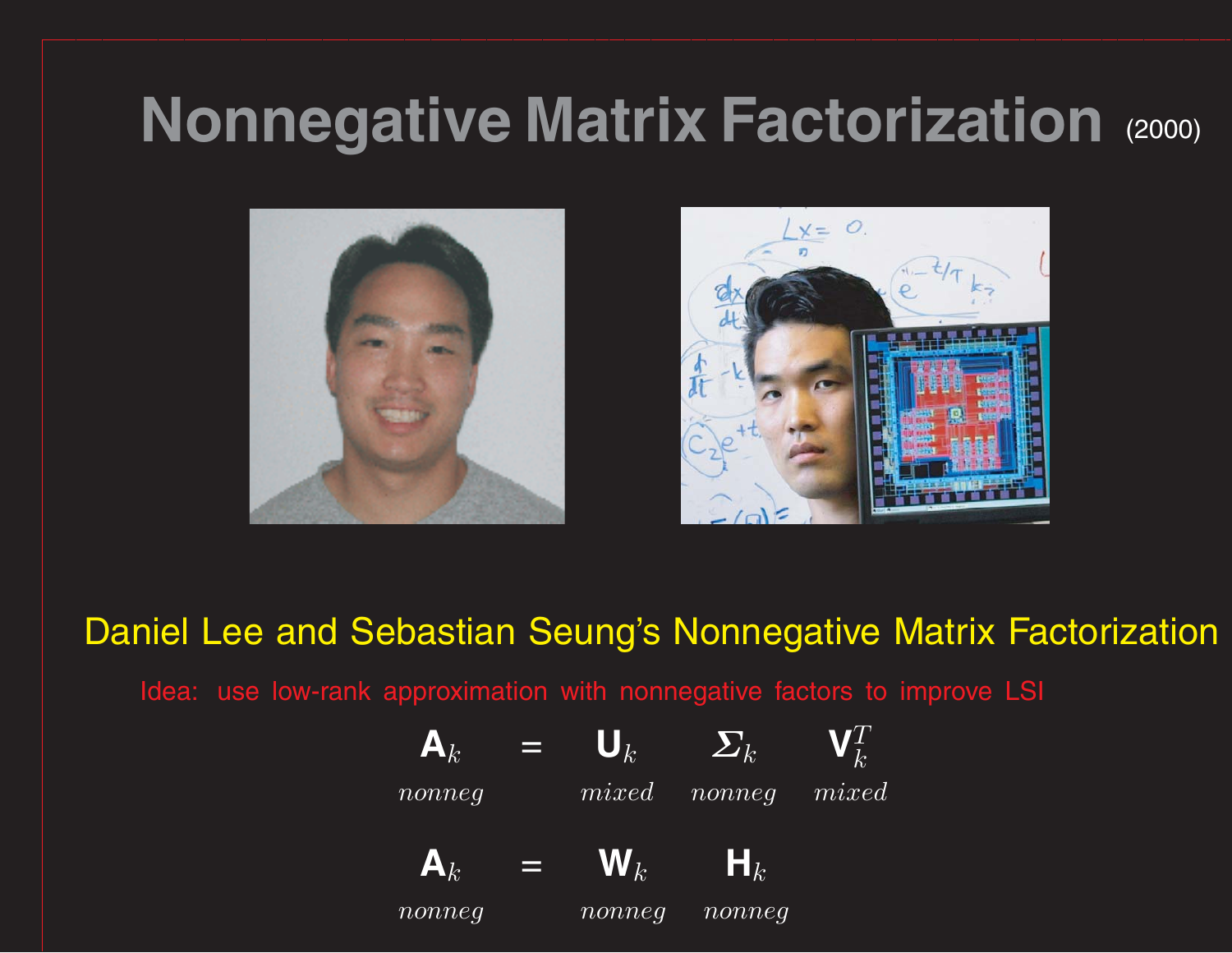# Nonnegative Matrix Factorization (2000)

Daniel Lee and Sebastian Seung's Nonnegative Matrix Factorization

Idea: use low-rank approximation with nonnegative factors to improve LSI

$$\underset{nonneg}{\mathbf{A}_k} = \underset{mixed}{\mathbf{U}_k} \; \underset{nonneg}{\Sigma_k} \; \underset{mixed}{\mathbf{V}_k^T}$$

$$\underset{nonneg}{\mathbf{A}_k} = \underset{nonneg}{\mathbf{W}_k} \; \underset{nonneg}{\mathbf{H}_k}$$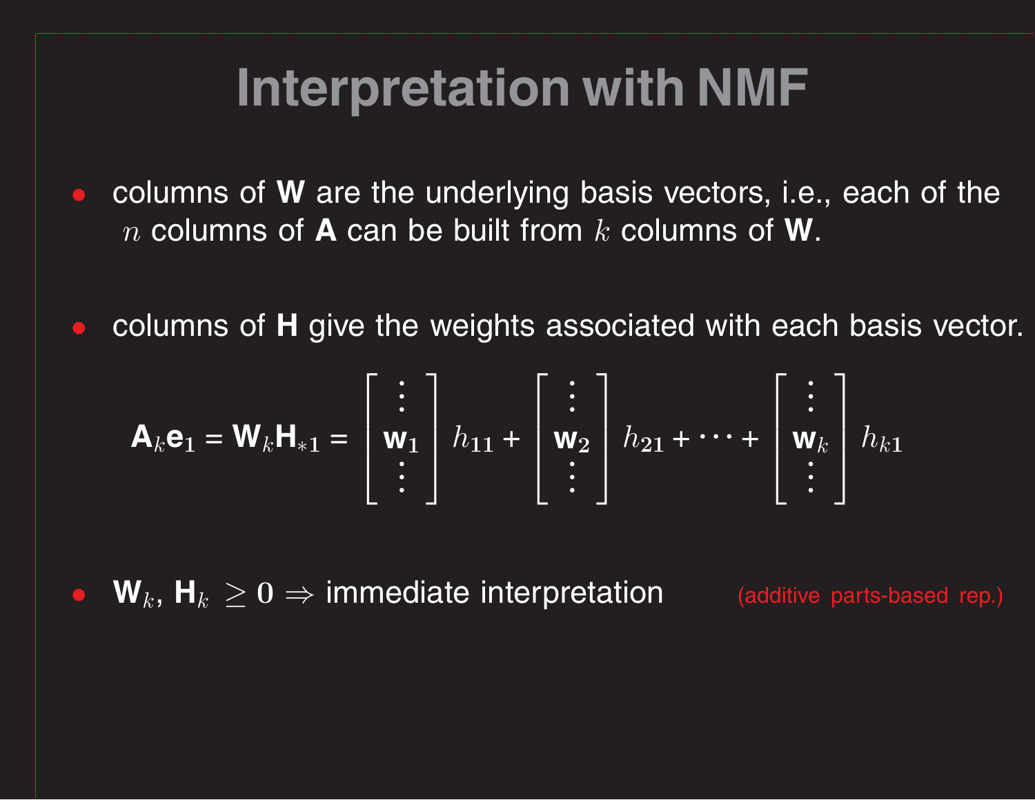# Interpretation with NMF

- columns of **W** are the underlying basis vectors, i.e., each of the $n$ columns of **A** can be built from $k$ columns of **W**.

- columns of **H** give the weights associated with each basis vector.

$$\mathbf{A}_k \mathbf{e}_1 = \mathbf{W}_k \mathbf{H}_{*1} = \begin{bmatrix} \vdots \\ \mathbf{w}_1 \\ \vdots \end{bmatrix} h_{11} + \begin{bmatrix} \vdots \\ \mathbf{w}_2 \\ \vdots \end{bmatrix} h_{21} + \cdots + \begin{bmatrix} \vdots \\ \mathbf{w}_k \\ \vdots \end{bmatrix} h_{k1}$$

- $\mathbf{W}_k$, $\mathbf{H}_k \geq 0 \Rightarrow$ immediate interpretation (additive parts-based rep.)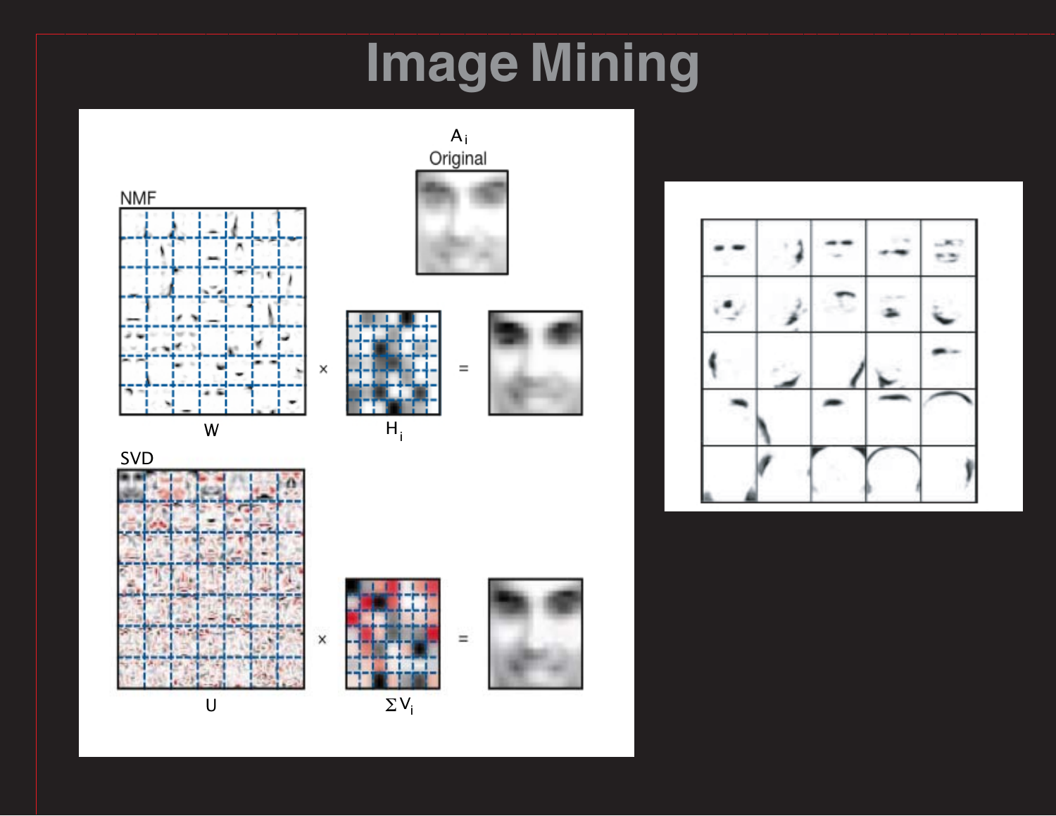# Image Mining

NMF

$A_i$
Original

W × $H_i$ =

SVD

U × $\Sigma V_i$ =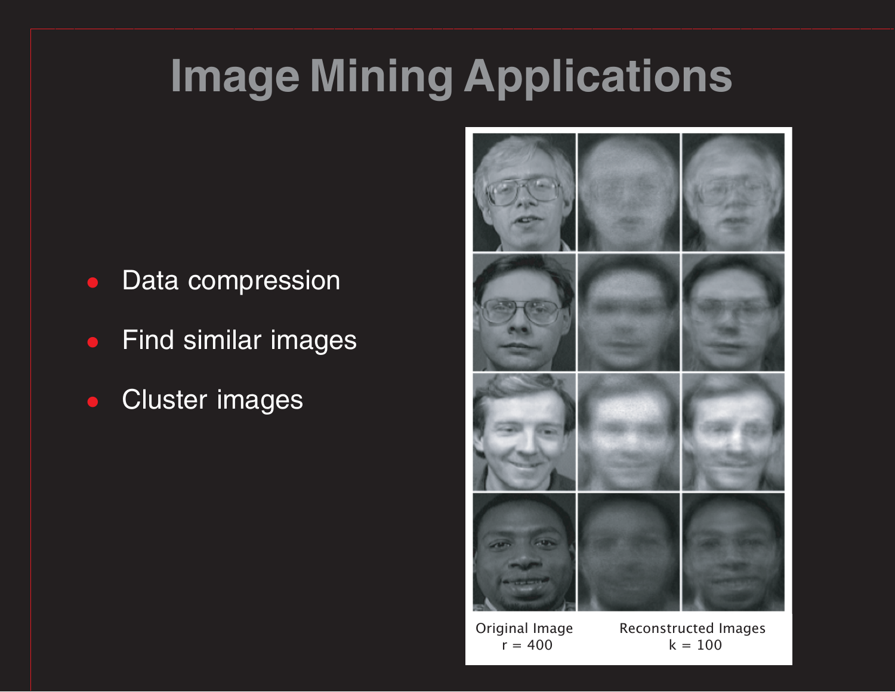# Image Mining Applications

- Data compression
- Find similar images
- Cluster images

Original Image
$r = 400$

Reconstructed Images
$k = 100$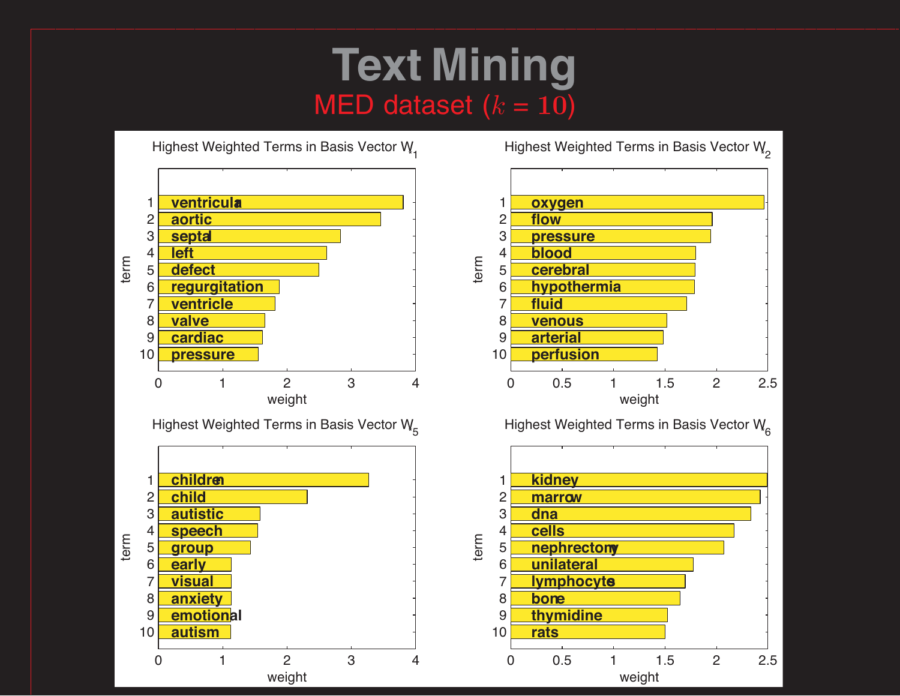# Text Mining

## MED dataset ($k = 10$)

**Highest Weighted Terms in Basis Vector $W_{*1}$**

| term | | weight (approx.) |
|---|---|---|
| 1 | ventricular | 3.8 |
| 2 | aortic | 3.45 |
| 3 | septal | 2.8 |
| 4 | left | 2.6 |
| 5 | defect | 2.5 |
| 6 | regurgitation | 1.85 |
| 7 | ventricle | 1.8 |
| 8 | valve | 1.65 |
| 9 | cardiac | 1.6 |
| 10 | pressure | 1.55 |

**Highest Weighted Terms in Basis Vector $W_{*2}$**

| term | | weight (approx.) |
|---|---|---|
| 1 | oxygen | 2.45 |
| 2 | flow | 1.95 |
| 3 | pressure | 1.95 |
| 4 | blood | 1.8 |
| 5 | cerebral | 1.8 |
| 6 | hypothermia | 1.8 |
| 7 | fluid | 1.7 |
| 8 | venous | 1.5 |
| 9 | arterial | 1.5 |
| 10 | perfusion | 1.45 |

**Highest Weighted Terms in Basis Vector $W_{*5}$**

| term | | weight (approx.) |
|---|---|---|
| 1 | children | 3.25 |
| 2 | child | 2.3 |
| 3 | autistic | 1.55 |
| 4 | speech | 1.55 |
| 5 | group | 1.45 |
| 6 | early | 1.1 |
| 7 | visual | 1.1 |
| 8 | anxiety | 1.1 |
| 9 | emotional | 1.1 |
| 10 | autism | 1.1 |

**Highest Weighted Terms in Basis Vector $W_{*6}$**

| term | | weight (approx.) |
|---|---|---|
| 1 | kidney | 2.5 |
| 2 | marrow | 2.45 |
| 3 | dna | 2.35 |
| 4 | cells | 2.2 |
| 5 | nephrectomy | 2.1 |
| 6 | unilateral | 1.8 |
| 7 | lymphocytes | 1.7 |
| 8 | bone | 1.65 |
| 9 | thymidine | 1.5 |
| 10 | rats | 1.5 |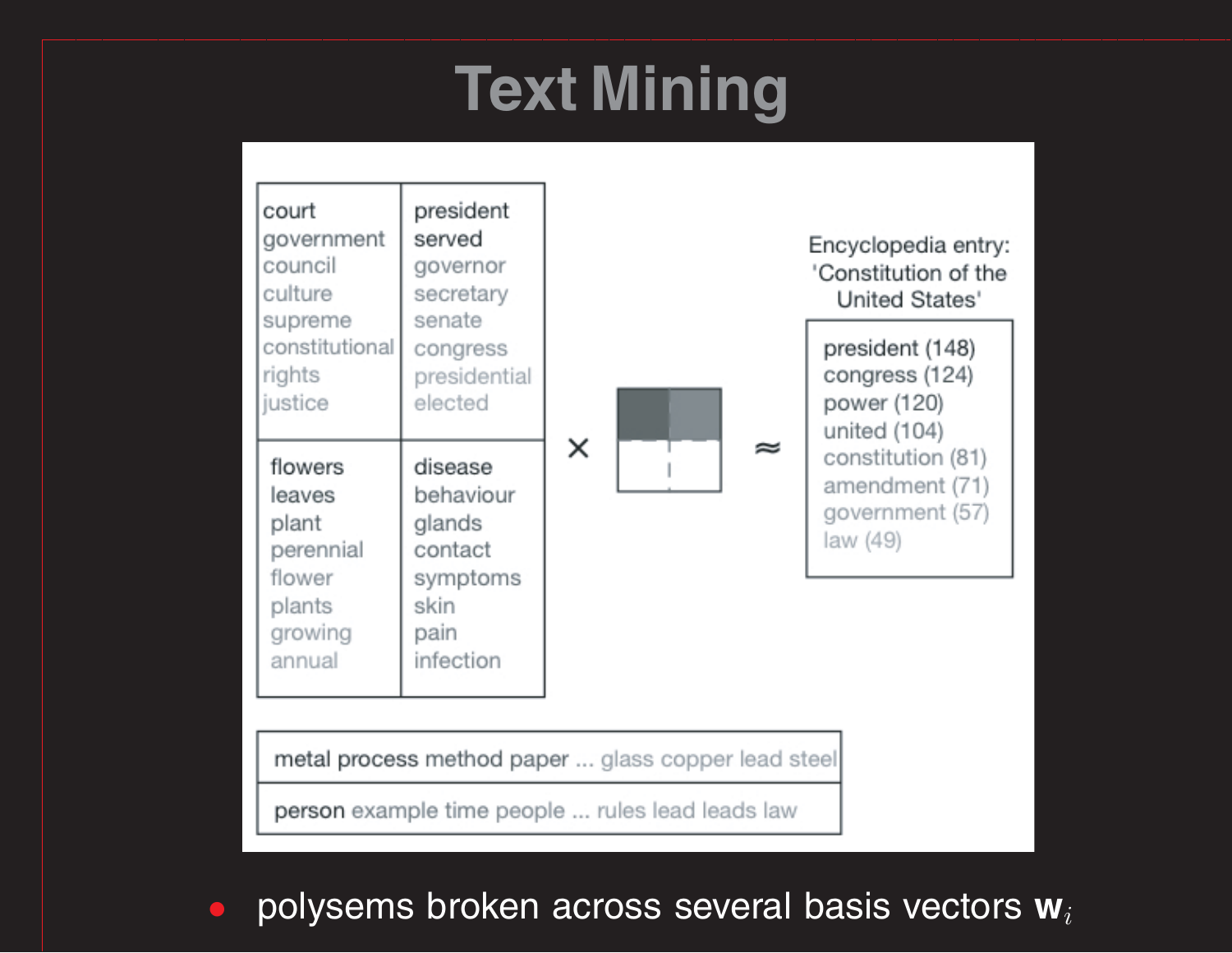# Text Mining

| court | president |
| --- | --- |
| government | served |
| council | governor |
| culture | secretary |
| supreme | senate |
| constitutional | congress |
| rights | presidential |
| justice | elected |

| flowers | disease |
| --- | --- |
| leaves | behaviour |
| plant | glands |
| perennial | contact |
| flower | symptoms |
| plants | skin |
| growing | pain |
| annual | infection |

× ≈

Encyclopedia entry: 'Constitution of the United States'

- president (148)
- congress (124)
- power (120)
- united (104)
- constitution (81)
- amendment (71)
- government (57)
- law (49)

metal process method paper ... glass copper lead steel

person example time people ... rules lead leads law

- polysems broken across several basis vectors $\mathbf{w}_i$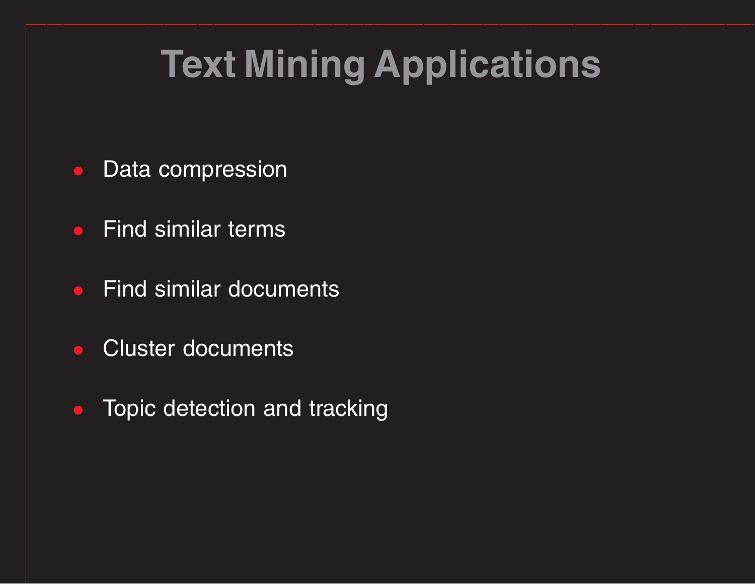# Text Mining Applications

- Data compression
- Find similar terms
- Find similar documents
- Cluster documents
- Topic detection and tracking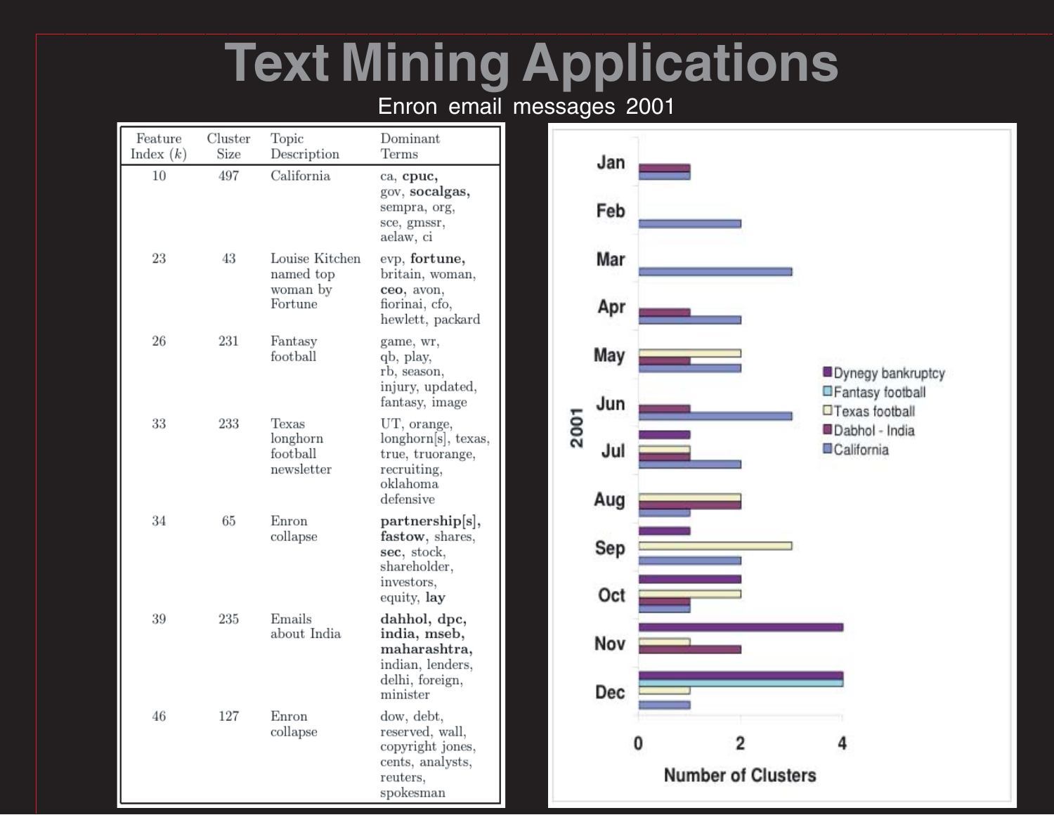# Text Mining Applications

Enron email messages 2001

| Feature Index ($k$) | Cluster Size | Topic Description | Dominant Terms |
|---|---|---|---|
| 10 | 497 | California | ca, **cpuc,** gov, **socalgas,** sempra, org, sce, gmssr, aelaw, ci |
| 23 | 43 | Louise Kitchen named top woman by Fortune | evp, **fortune,** britain, woman, **ceo,** avon, fiorinai, cfo, hewlett, packard |
| 26 | 231 | Fantasy football | game, wr, qb, play, rb, season, injury, updated, fantasy, image |
| 33 | 233 | Texas longhorn football newsletter | UT, orange, longhorn[s], texas, true, truorange, recruiting, oklahoma defensive |
| 34 | 65 | Enron collapse | **partnership[s],** **fastow,** shares, **sec,** stock, shareholder, investors, equity, **lay** |
| 39 | 235 | Emails about India | **dahhol, dpc, india, mseb, maharashtra,** indian, lenders, delhi, foreign, minister |
| 46 | 127 | Enron collapse | dow, debt, reserved, wall, copyright jones, cents, analysts, reuters, spokesman |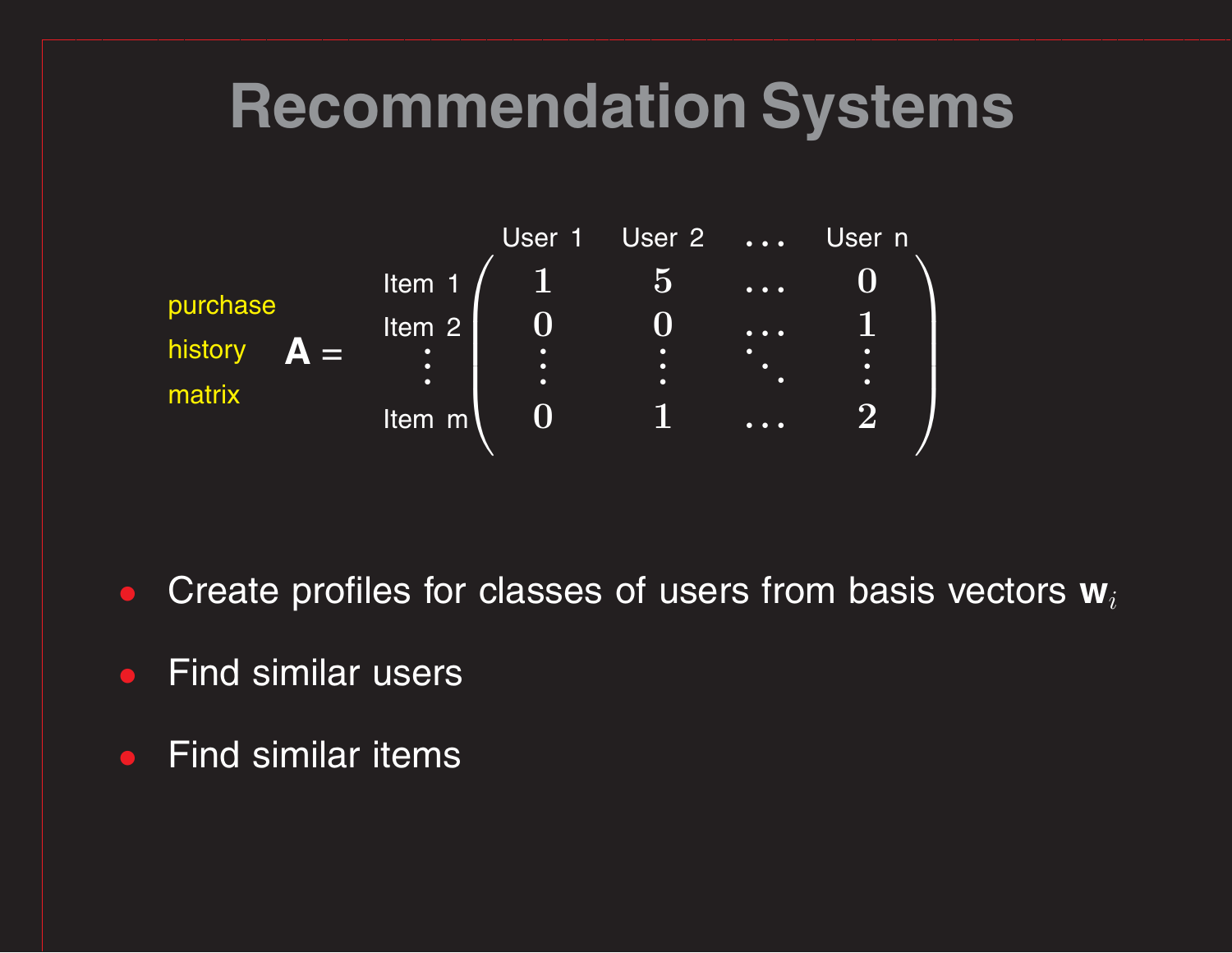# Recommendation Systems

purchase history matrix

$$
\mathbf{A} = \begin{array}{c} \\ \text{Item 1} \\ \text{Item 2} \\ \vdots \\ \text{Item m} \end{array}
\begin{array}{c}
\begin{array}{cccc} \text{User 1} & \text{User 2} & \cdots & \text{User n} \end{array} \\
\begin{pmatrix}
1 & 5 & \cdots & 0 \\
0 & 0 & \cdots & 1 \\
\vdots & \vdots & \ddots & \vdots \\
0 & 1 & \cdots & 2
\end{pmatrix}
\end{array}
$$

- Create profiles for classes of users from basis vectors $\mathbf{w}_i$
- Find similar users
- Find similar items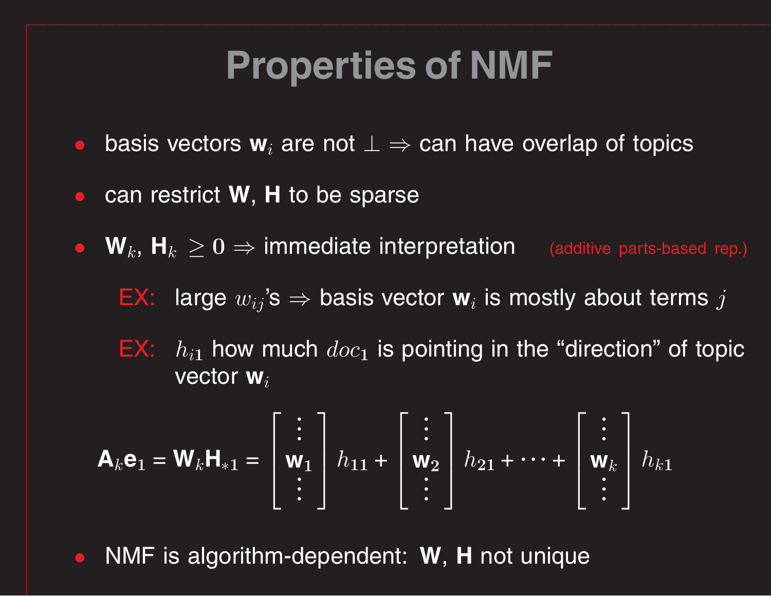# Properties of NMF

- basis vectors $\mathbf{w}_i$ are not $\perp \Rightarrow$ can have overlap of topics
- can restrict $\mathbf{W}$, $\mathbf{H}$ to be sparse
- $\mathbf{W}_k$, $\mathbf{H}_k \geq 0 \Rightarrow$ immediate interpretation (additive parts-based rep.)

  EX: large $w_{ij}$'s $\Rightarrow$ basis vector $\mathbf{w}_i$ is mostly about terms $j$

  EX: $h_{i1}$ how much $doc_1$ is pointing in the "direction" of topic vector $\mathbf{w}_i$

$$\mathbf{A}_k\mathbf{e}_1 = \mathbf{W}_k\mathbf{H}_{*1} = \begin{bmatrix} \vdots \\ \mathbf{w}_1 \\ \vdots \end{bmatrix} h_{11} + \begin{bmatrix} \vdots \\ \mathbf{w}_2 \\ \vdots \end{bmatrix} h_{21} + \cdots + \begin{bmatrix} \vdots \\ \mathbf{w}_k \\ \vdots \end{bmatrix} h_{k1}$$

- NMF is algorithm-dependent: $\mathbf{W}$, $\mathbf{H}$ not unique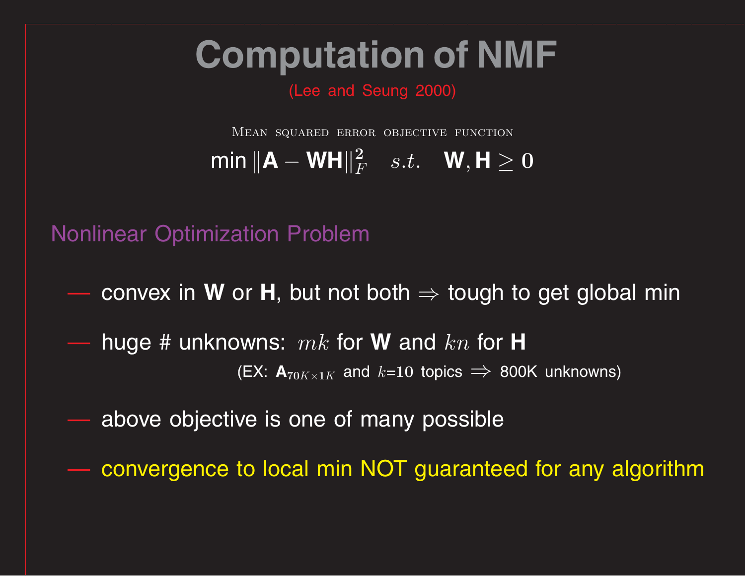# Computation of NMF

(Lee and Seung 2000)

Mean squared error objective function

$$\min \|\mathbf{A} - \mathbf{W}\mathbf{H}\|_F^2 \quad s.t. \quad \mathbf{W}, \mathbf{H} \geq 0$$

## Nonlinear Optimization Problem

— convex in **W** or **H**, but not both $\Rightarrow$ tough to get global min

— huge # unknowns: $mk$ for **W** and $kn$ for **H**

(EX: $\mathbf{A}_{70K \times 1K}$ and $k$=10 topics $\Longrightarrow$ 800K unknowns)

— above objective is one of many possible

— convergence to local min NOT guaranteed for any algorithm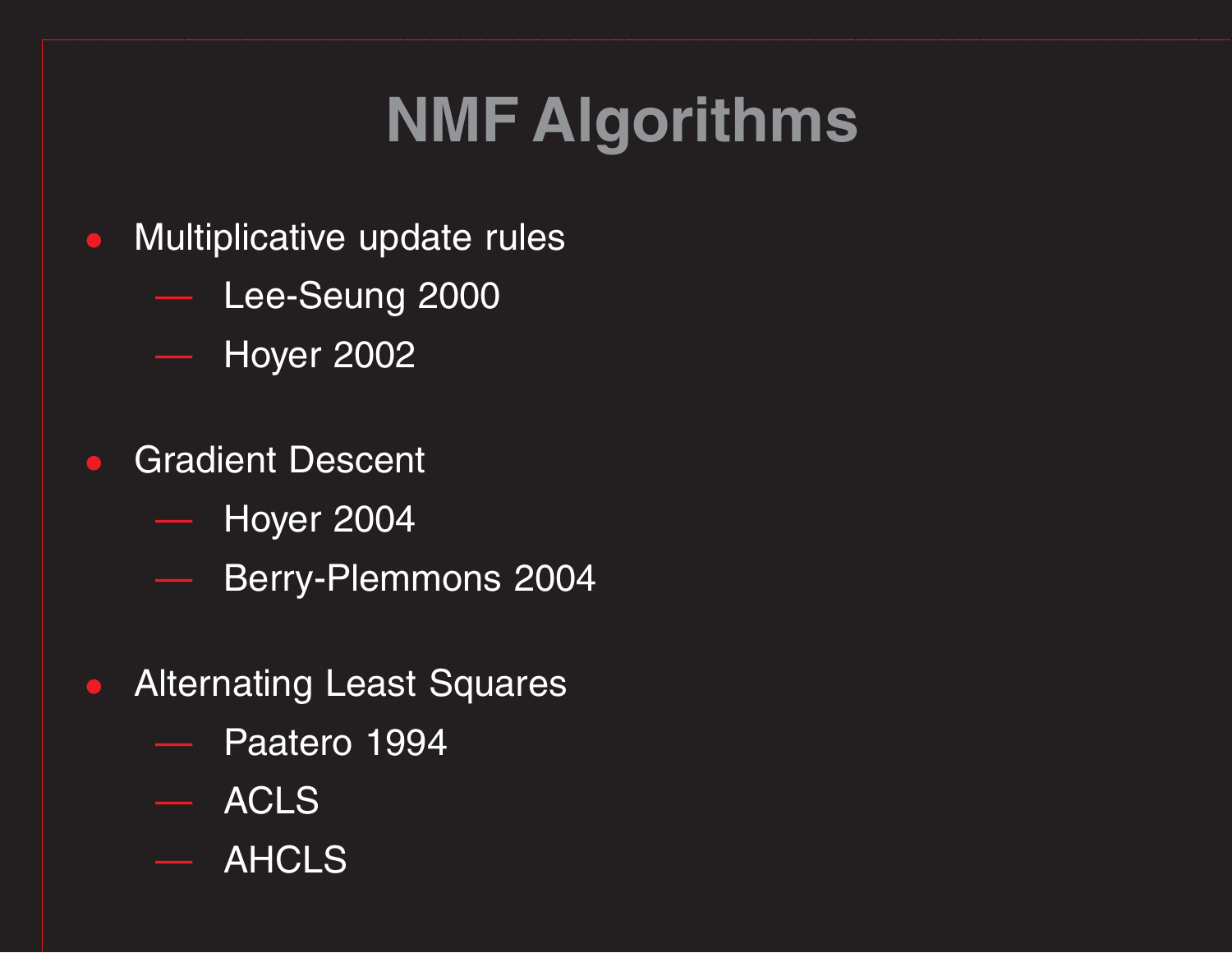# NMF Algorithms

- Multiplicative update rules
  - Lee-Seung 2000
  - Hoyer 2002

- Gradient Descent
  - Hoyer 2004
  - Berry-Plemmons 2004

- Alternating Least Squares
  - Paatero 1994
  - ACLS
  - AHCLS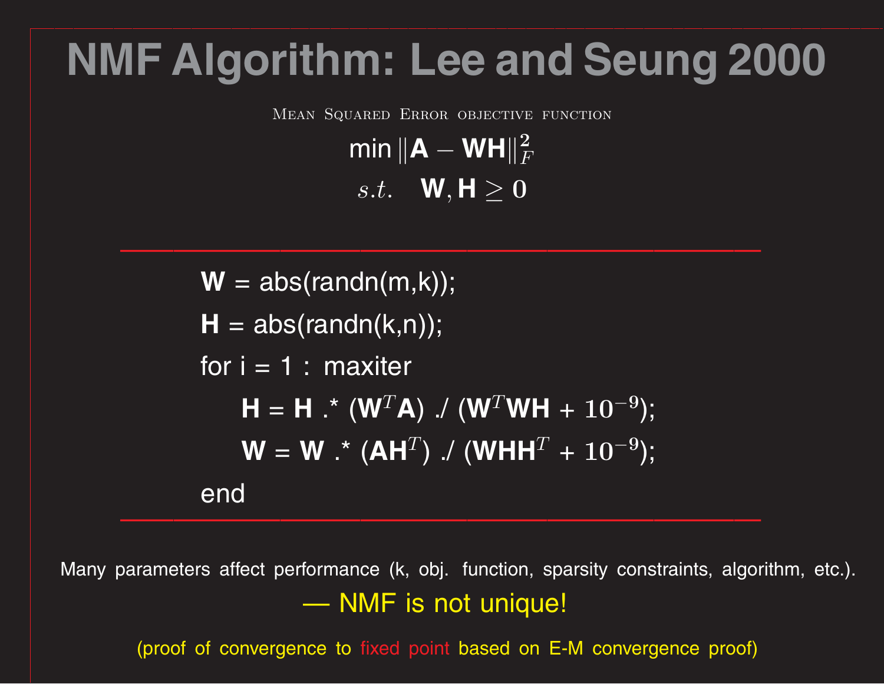# NMF Algorithm: Lee and Seung 2000

Mean Squared Error objective function

$$\min \|\mathbf{A} - \mathbf{W}\mathbf{H}\|_F^2$$
$$s.t. \quad \mathbf{W}, \mathbf{H} \geq 0$$

---

```
W = abs(randn(m,k));
H = abs(randn(k,n));
for i = 1 : maxiter
    H = H .* (W^T A) ./ (W^T W H + 10^-9);
    W = W .* (A H^T) ./ (W H H^T + 10^-9);
end
```

---

Many parameters affect performance (k, obj. function, sparsity constraints, algorithm, etc.).

— NMF is not unique!

(proof of convergence to fixed point based on E-M convergence proof)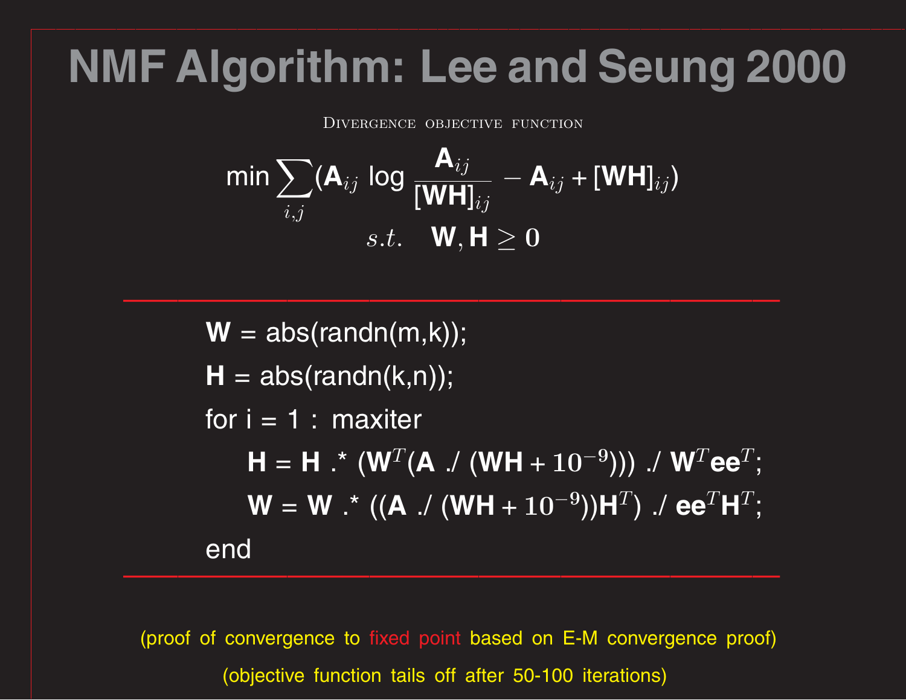# NMF Algorithm: Lee and Seung 2000

Divergence objective function

$$\min \sum_{i,j} (\mathbf{A}_{ij} \log \frac{\mathbf{A}_{ij}}{[\mathbf{WH}]_{ij}} - \mathbf{A}_{ij} + [\mathbf{WH}]_{ij})$$

$$s.t. \quad \mathbf{W}, \mathbf{H} \geq 0$$

```
W = abs(randn(m,k));
H = abs(randn(k,n));
for i = 1 : maxiter
    H = H .* (W^T(A ./ (WH + 10^-9))) ./ W^T ee^T;
    W = W .* ((A ./ (WH + 10^-9))H^T) ./ ee^T H^T;
end
```

(proof of convergence to fixed point based on E-M convergence proof)

(objective function tails off after 50-100 iterations)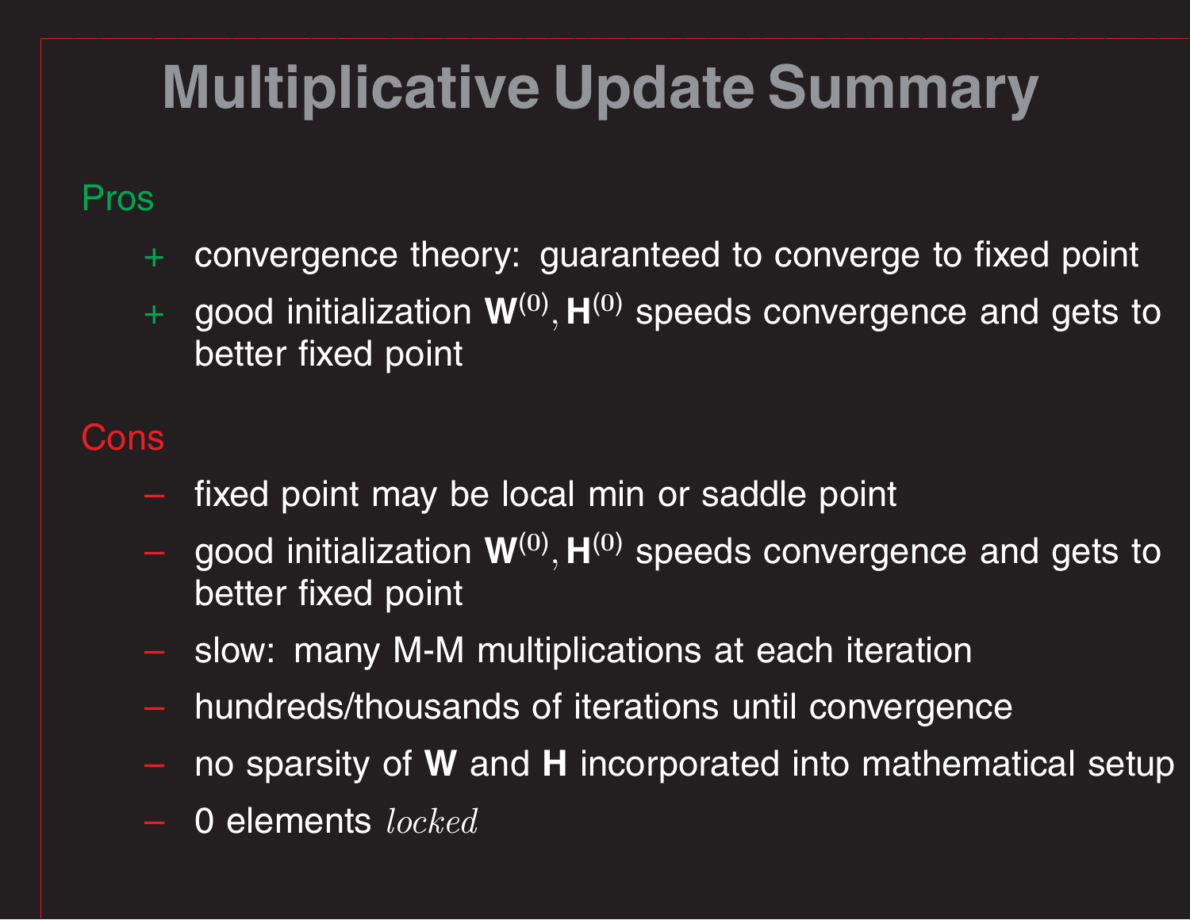# Multiplicative Update Summary

Pros

- + convergence theory: guaranteed to converge to fixed point
- + good initialization $\mathbf{W}^{(0)}, \mathbf{H}^{(0)}$ speeds convergence and gets to better fixed point

Cons

- – fixed point may be local min or saddle point
- – good initialization $\mathbf{W}^{(0)}, \mathbf{H}^{(0)}$ speeds convergence and gets to better fixed point
- – slow: many M-M multiplications at each iteration
- – hundreds/thousands of iterations until convergence
- – no sparsity of **W** and **H** incorporated into mathematical setup
- – 0 elements $locked$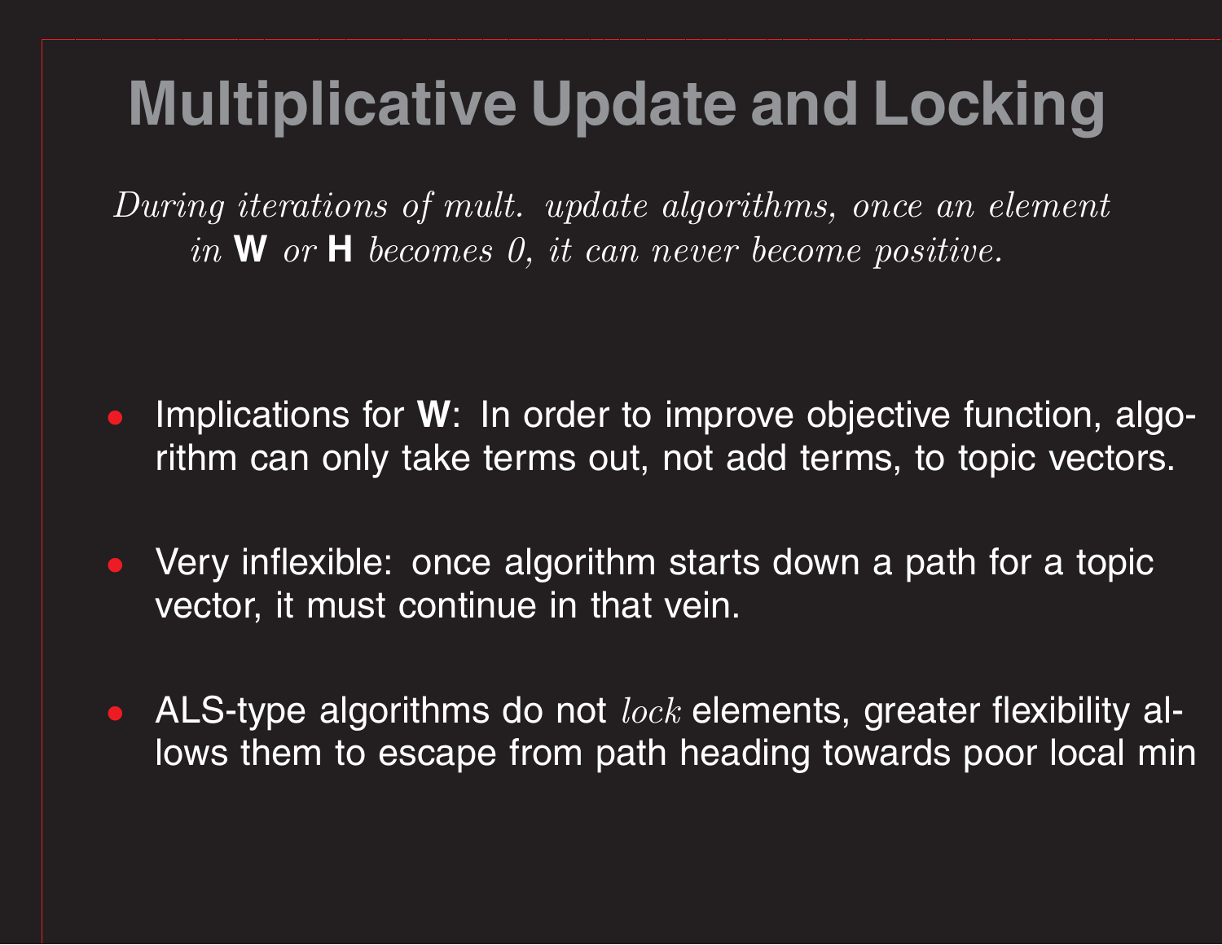# Multiplicative Update and Locking

*During iterations of mult. update algorithms, once an element in* **W** *or* **H** *becomes 0, it can never become positive.*

- Implications for **W**: In order to improve objective function, algorithm can only take terms out, not add terms, to topic vectors.
- Very inflexible: once algorithm starts down a path for a topic vector, it must continue in that vein.
- ALS-type algorithms do not *lock* elements, greater flexibility allows them to escape from path heading towards poor local min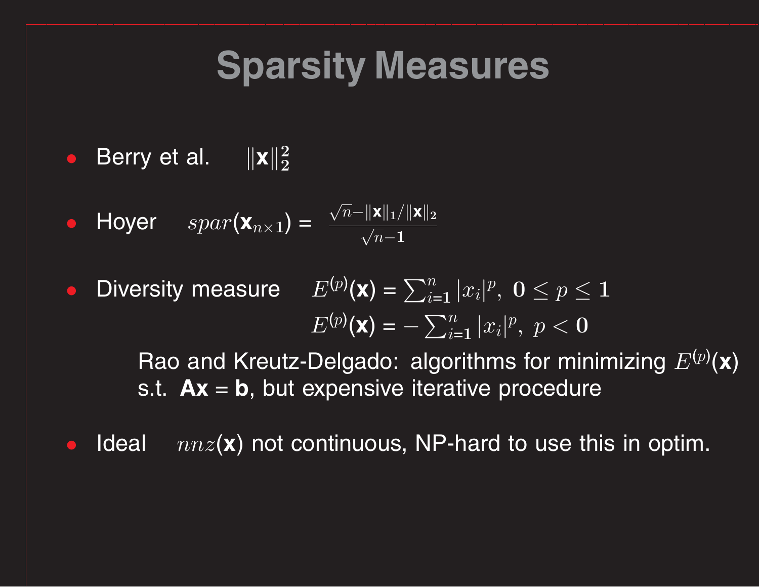# Sparsity Measures

- Berry et al. $\|\mathbf{x}\|_2^2$

- Hoyer $spar(\mathbf{x}_{n\times 1}) = \frac{\sqrt{n} - \|\mathbf{x}\|_1 / \|\mathbf{x}\|_2}{\sqrt{n} - 1}$

- Diversity measure $E^{(p)}(\mathbf{x}) = \sum_{i=1}^{n} |x_i|^p, \; 0 \leq p \leq 1$

  $E^{(p)}(\mathbf{x}) = -\sum_{i=1}^{n} |x_i|^p, \; p < 0$

  Rao and Kreutz-Delgado: algorithms for minimizing $E^{(p)}(\mathbf{x})$ s.t. $\mathbf{Ax} = \mathbf{b}$, but expensive iterative procedure

- Ideal $nnz(\mathbf{x})$ not continuous, NP-hard to use this in optim.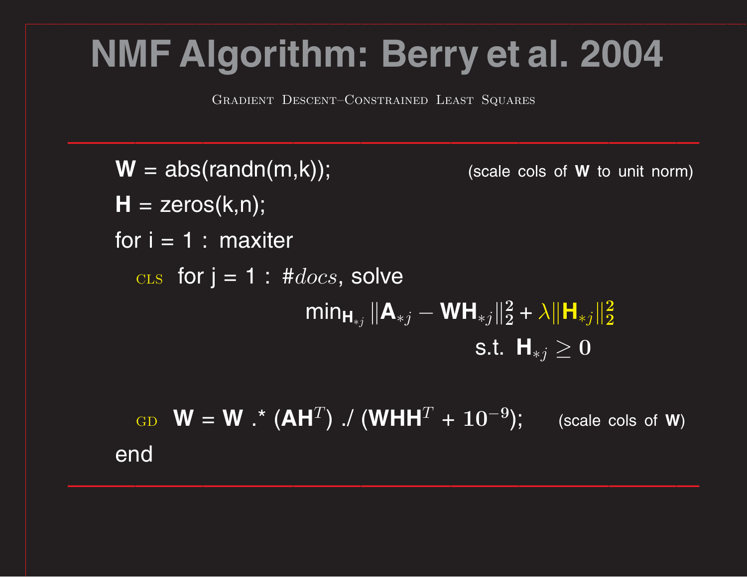# NMF Algorithm: Berry et al. 2004

Gradient Descent–Constrained Least Squares

---

**W** = abs(randn(m,k)); (scale cols of **W** to unit norm)

**H** = zeros(k,n);

for i = 1 : maxiter

CLS for j = 1 : $\#docs$, solve

$$\min_{\mathbf{H}_{*j}} \|\mathbf{A}_{*j} - \mathbf{W}\mathbf{H}_{*j}\|_2^2 + \lambda\|\mathbf{H}_{*j}\|_2^2$$

$$\text{s.t. } \mathbf{H}_{*j} \geq 0$$

GD **W** = **W** .* ($\mathbf{A}\mathbf{H}^T$) ./ ($\mathbf{W}\mathbf{H}\mathbf{H}^T + 10^{-9}$); (scale cols of **W**)

end

---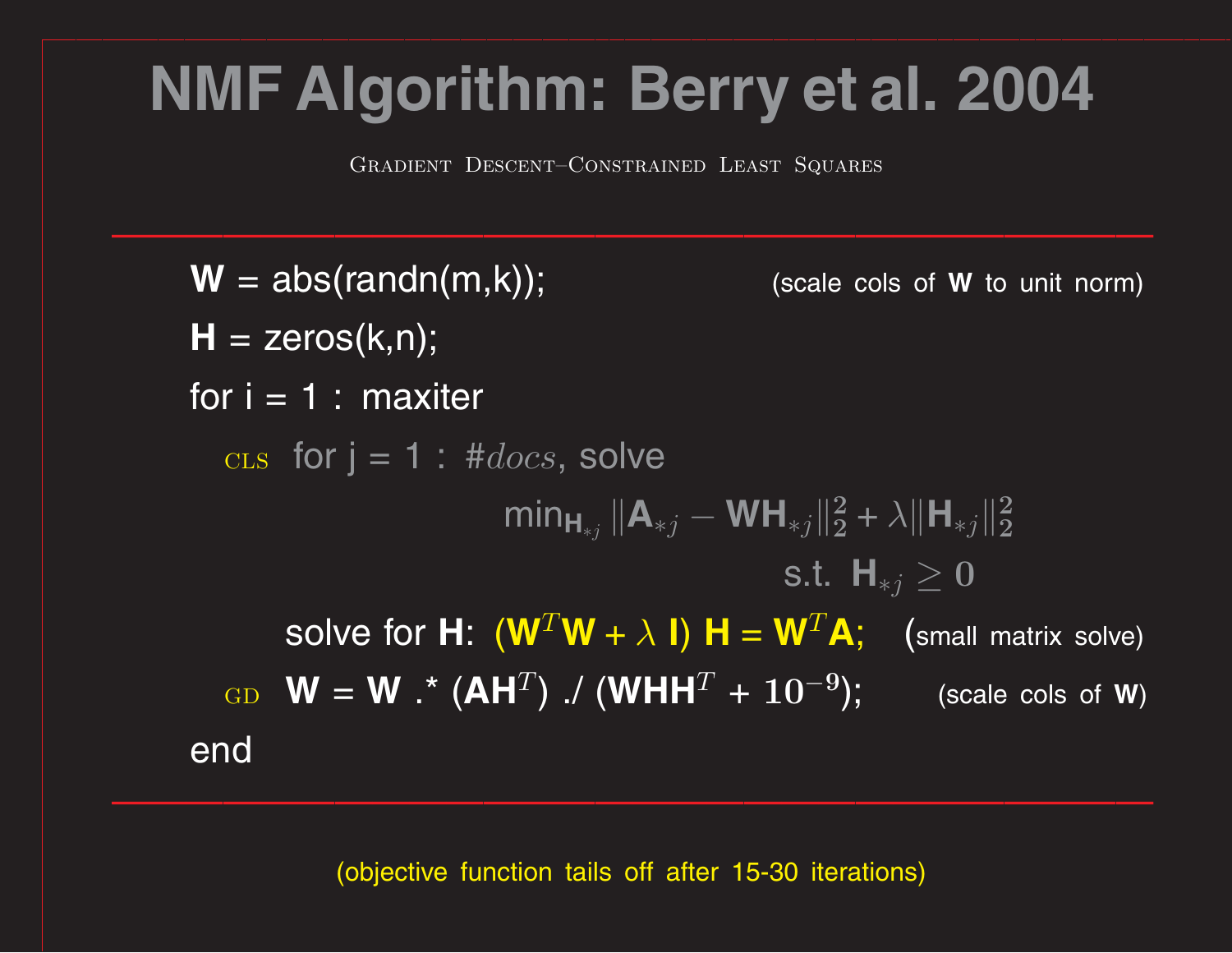# NMF Algorithm: Berry et al. 2004

Gradient Descent–Constrained Least Squares

---

**W** = abs(randn(m,k)); (scale cols of **W** to unit norm)

**H** = zeros(k,n);

for i = 1 : maxiter

CLS for j = 1 : $\#docs$, solve

$$\min_{\mathbf{H}_{*j}} \|\mathbf{A}_{*j} - \mathbf{W}\mathbf{H}_{*j}\|_2^2 + \lambda \|\mathbf{H}_{*j}\|_2^2$$

$$\text{s.t. } \mathbf{H}_{*j} \geq 0$$

solve for **H**: $(\mathbf{W}^T\mathbf{W} + \lambda\ \mathbf{I})\ \mathbf{H} = \mathbf{W}^T\mathbf{A}$; (small matrix solve)

GD **W** = **W** .* ($\mathbf{A}\mathbf{H}^T$) ./ ($\mathbf{W}\mathbf{H}\mathbf{H}^T + 10^{-9}$); (scale cols of **W**)

end

---

(objective function tails off after 15-30 iterations)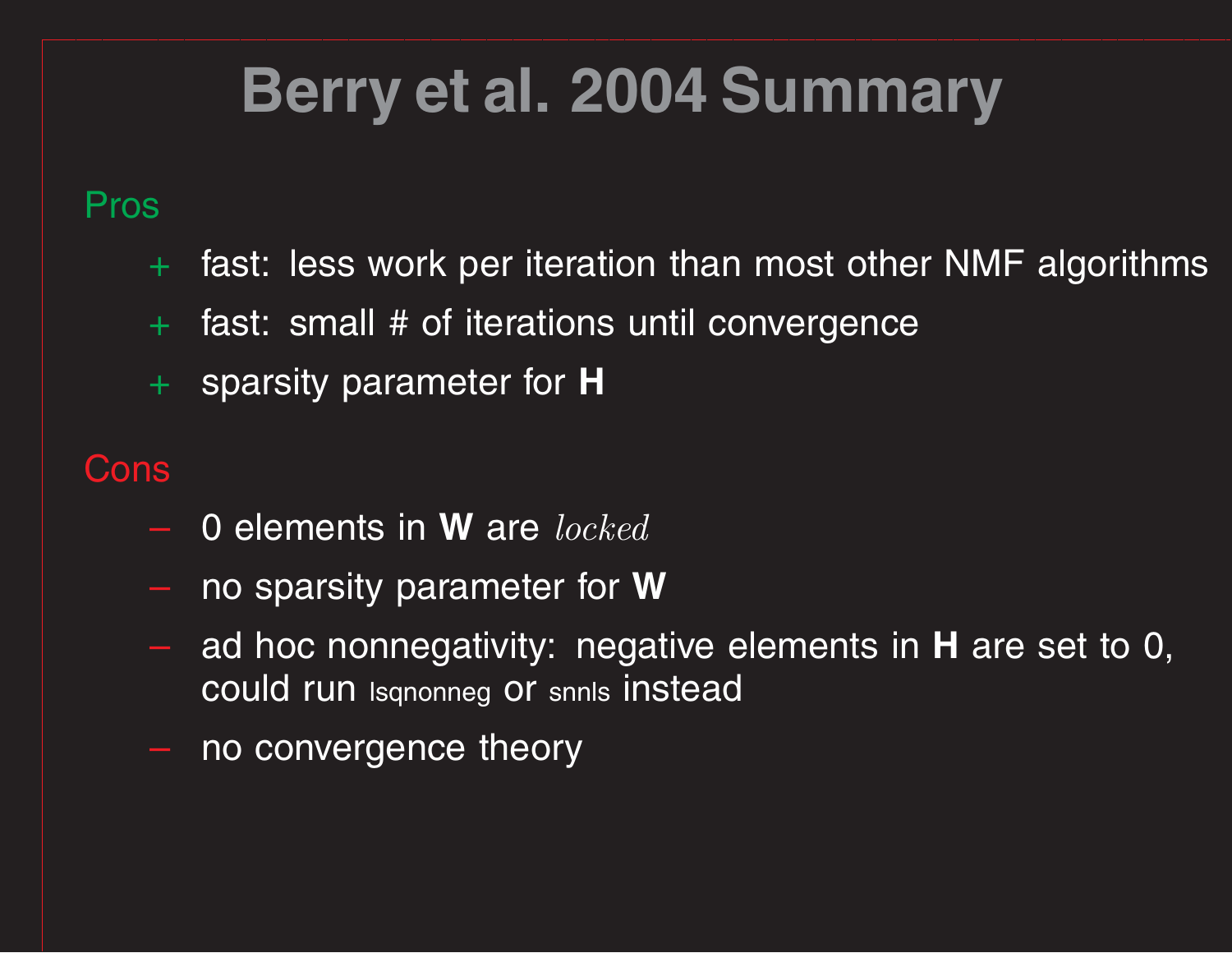# Berry et al. 2004 Summary

Pros

- + fast: less work per iteration than most other NMF algorithms
- + fast: small # of iterations until convergence
- + sparsity parameter for **H**

Cons

- – 0 elements in **W** are *locked*
- – no sparsity parameter for **W**
- – ad hoc nonnegativity: negative elements in **H** are set to 0, could run lsqnonneg or snnls instead
- – no convergence theory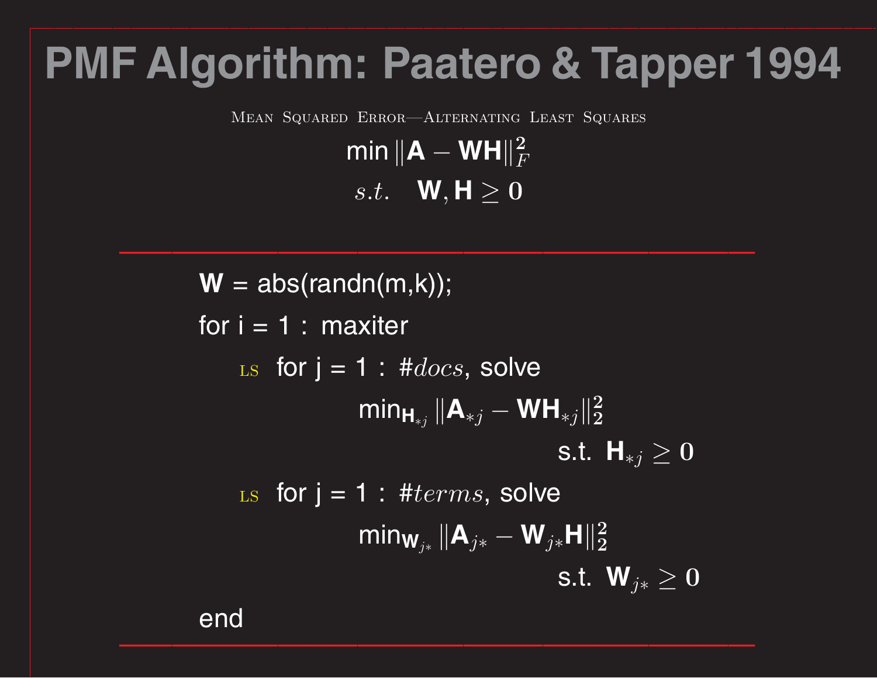# PMF Algorithm: Paatero & Tapper 1994

MEAN SQUARED ERROR—ALTERNATING LEAST SQUARES

$$\min \|\mathbf{A} - \mathbf{W}\mathbf{H}\|_F^2$$
$$s.t. \quad \mathbf{W}, \mathbf{H} \geq 0$$

---

$\mathbf{W}$ = abs(randn(m,k));

for i = 1 : maxiter

LS for j = 1 : $\#docs$, solve

$$\min_{\mathbf{H}_{*j}} \|\mathbf{A}_{*j} - \mathbf{W}\mathbf{H}_{*j}\|_2^2$$
$$\text{s.t. } \mathbf{H}_{*j} \geq 0$$

LS for j = 1 : $\#terms$, solve

$$\min_{\mathbf{W}_{j*}} \|\mathbf{A}_{j*} - \mathbf{W}_{j*}\mathbf{H}\|_2^2$$
$$\text{s.t. } \mathbf{W}_{j*} \geq 0$$

end

---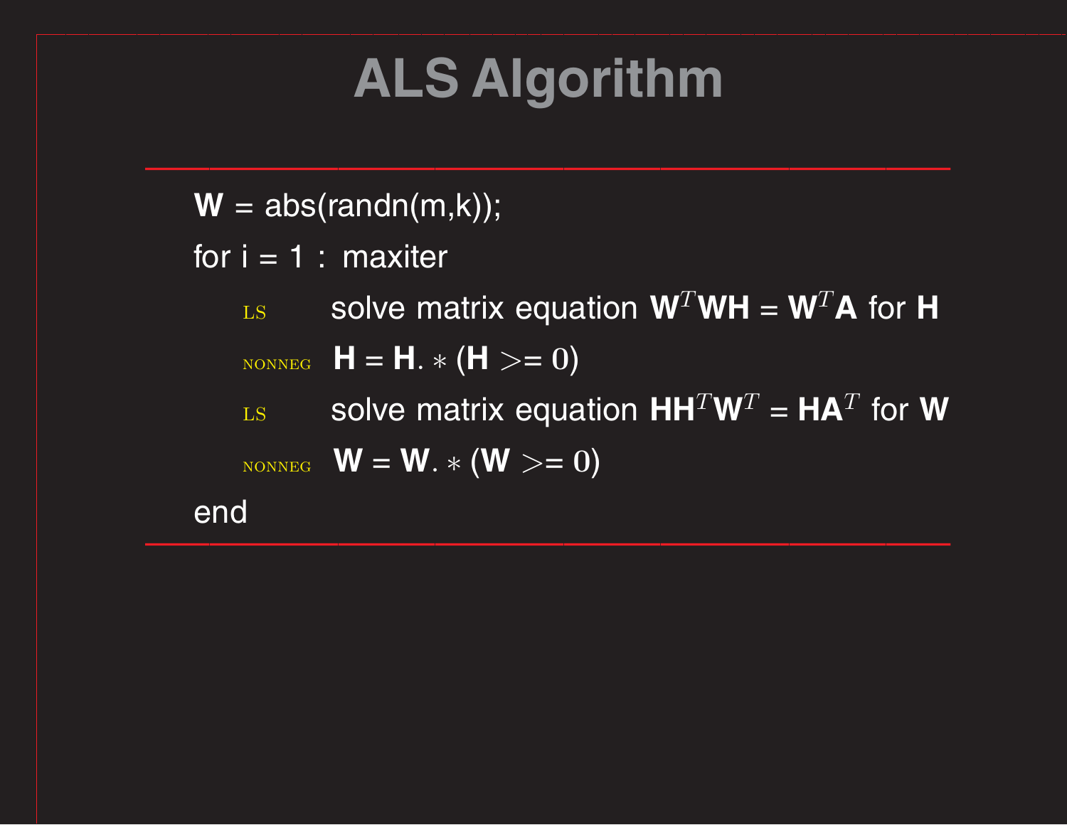# ALS Algorithm

**W** = abs(randn(m,k));

for i = 1 : maxiter

LS solve matrix equation $\mathbf{W}^T\mathbf{W}\mathbf{H} = \mathbf{W}^T\mathbf{A}$ for **H**

NONNEG $\mathbf{H} = \mathbf{H}. * (\mathbf{H} >= 0)$

LS solve matrix equation $\mathbf{H}\mathbf{H}^T\mathbf{W}^T = \mathbf{H}\mathbf{A}^T$ for **W**

NONNEG $\mathbf{W} = \mathbf{W}. * (\mathbf{W} >= 0)$

end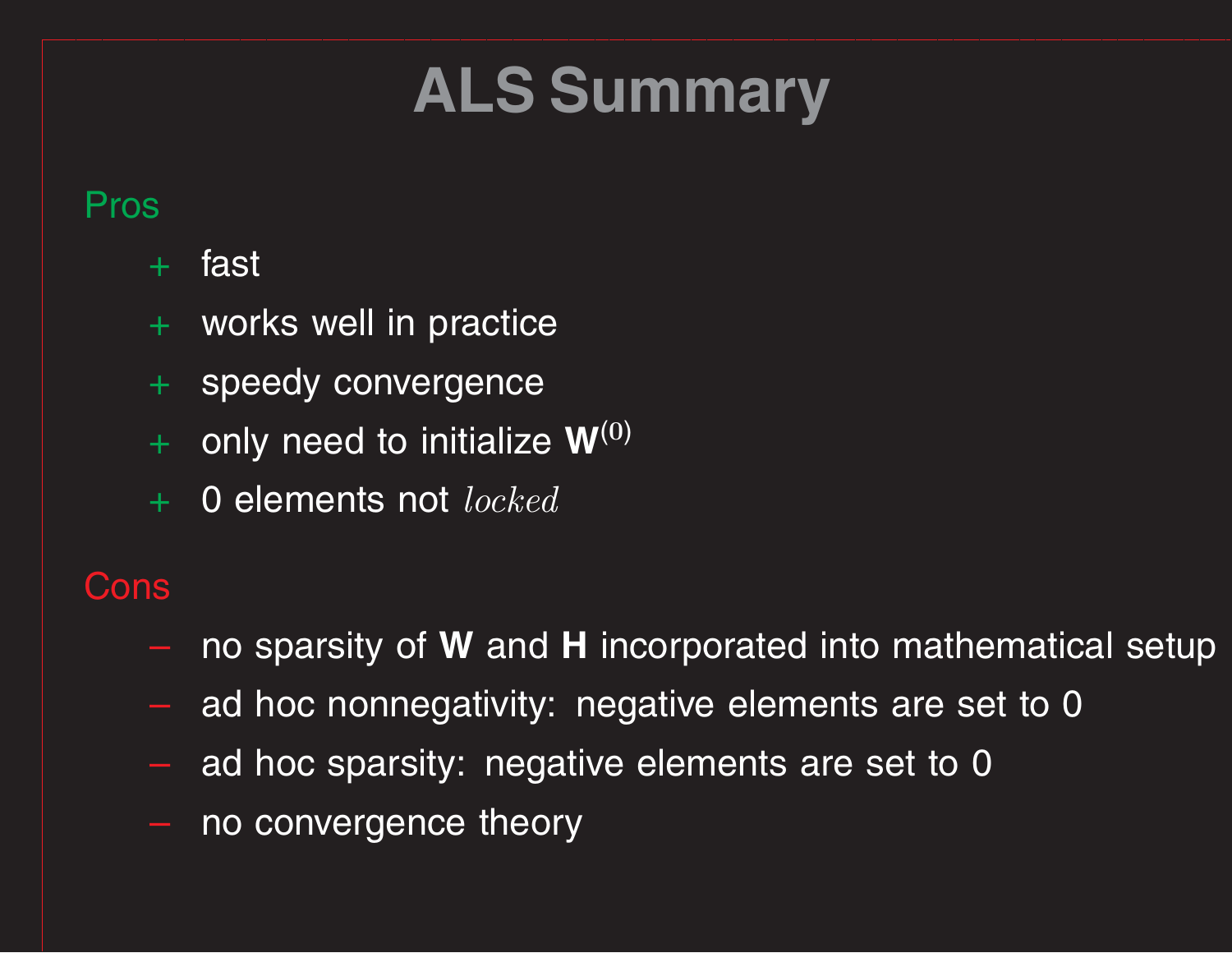# ALS Summary

Pros

+ fast
+ works well in practice
+ speedy convergence
+ only need to initialize $\mathbf{W}^{(0)}$
+ 0 elements not $locked$

Cons

– no sparsity of **W** and **H** incorporated into mathematical setup
– ad hoc nonnegativity: negative elements are set to 0
– ad hoc sparsity: negative elements are set to 0
– no convergence theory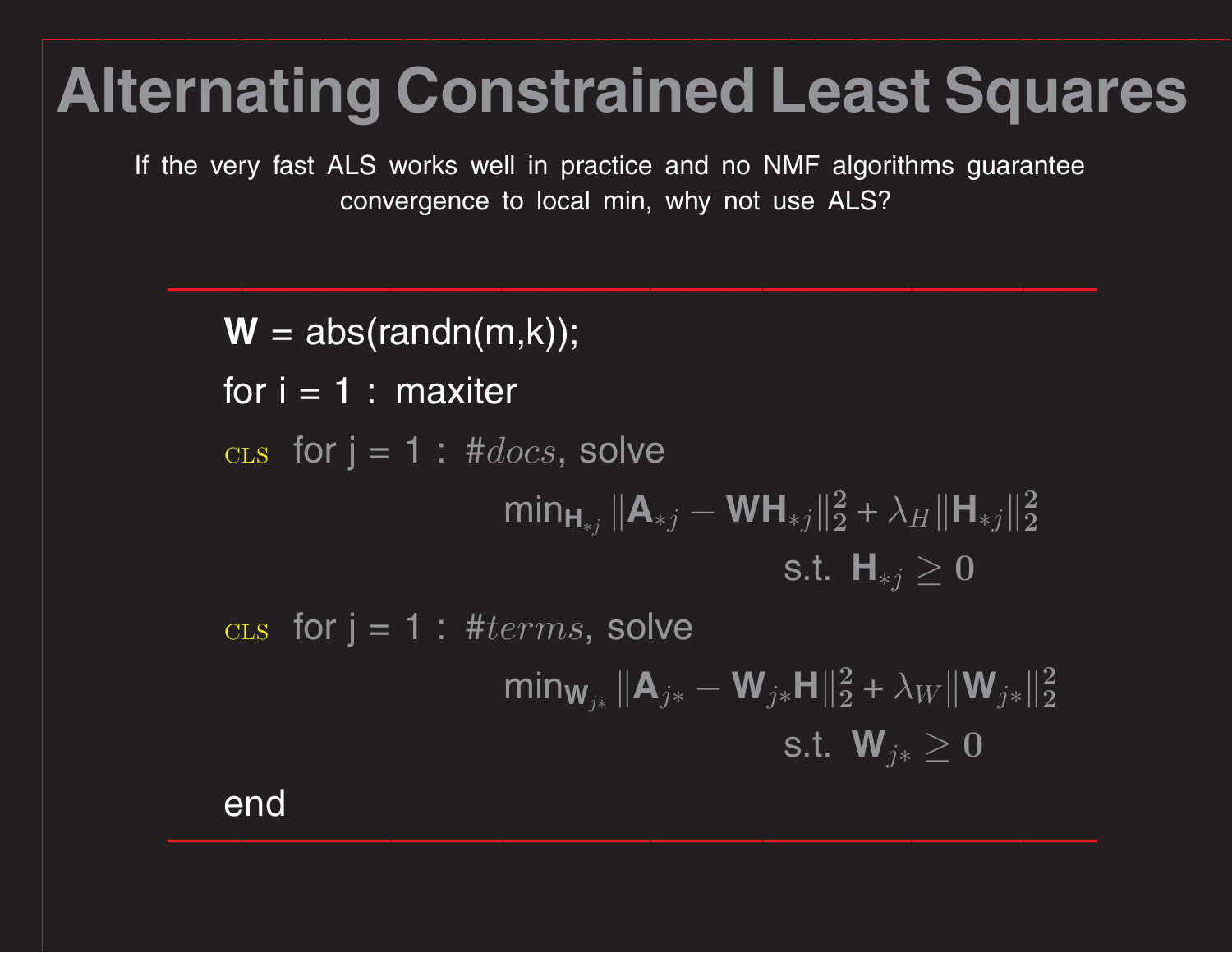# Alternating Constrained Least Squares

If the very fast ALS works well in practice and no NMF algorithms guarantee convergence to local min, why not use ALS?

---

**W** = abs(randn(m,k));

for i = 1 : maxiter

CLS for j = 1 : $\#docs$, solve

$$\min_{\mathbf{H}_{*j}} \|\mathbf{A}_{*j} - \mathbf{W}\mathbf{H}_{*j}\|_2^2 + \lambda_H \|\mathbf{H}_{*j}\|_2^2$$
$$\text{s.t. } \mathbf{H}_{*j} \geq \mathbf{0}$$

CLS for j = 1 : $\#terms$, solve

$$\min_{\mathbf{W}_{j*}} \|\mathbf{A}_{j*} - \mathbf{W}_{j*}\mathbf{H}\|_2^2 + \lambda_W \|\mathbf{W}_{j*}\|_2^2$$
$$\text{s.t. } \mathbf{W}_{j*} \geq \mathbf{0}$$

end

---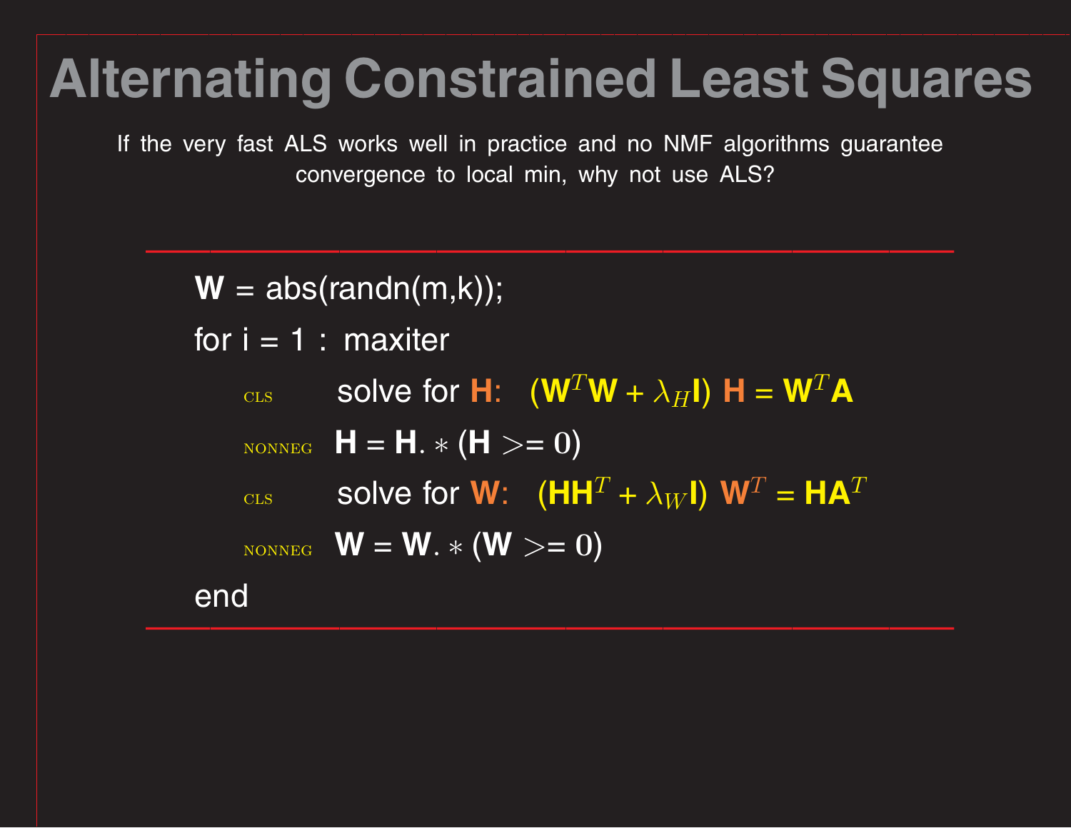# Alternating Constrained Least Squares

If the very fast ALS works well in practice and no NMF algorithms guarantee convergence to local min, why not use ALS?

---

$\mathbf{W}$ = abs(randn(m,k));

for i = 1 : maxiter

CLS solve for $\mathbf{H}$: $(\mathbf{W}^T\mathbf{W} + \lambda_H \mathbf{I})\ \mathbf{H} = \mathbf{W}^T\mathbf{A}$

NONNEG $\mathbf{H} = \mathbf{H}. * (\mathbf{H} >= 0)$

CLS solve for $\mathbf{W}$: $(\mathbf{H}\mathbf{H}^T + \lambda_W \mathbf{I})\ \mathbf{W}^T = \mathbf{H}\mathbf{A}^T$

NONNEG $\mathbf{W} = \mathbf{W}. * (\mathbf{W} >= 0)$

end

---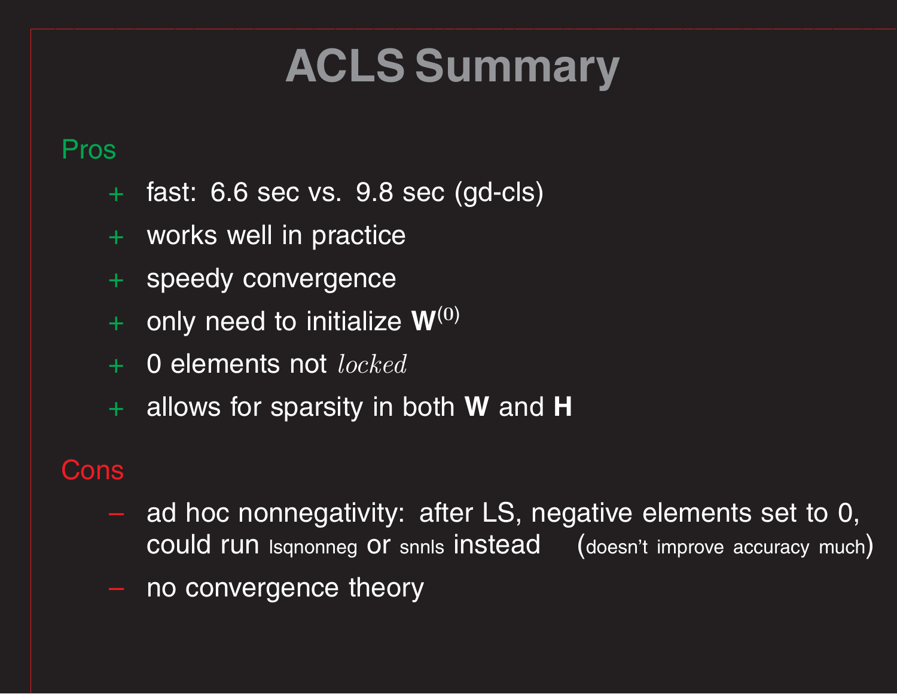# ACLS Summary

## Pros

- + fast: 6.6 sec vs. 9.8 sec (gd-cls)
- + works well in practice
- + speedy convergence
- + only need to initialize $\mathbf{W}^{(0)}$
- + 0 elements not *locked*
- + allows for sparsity in both **W** and **H**

## Cons

- – ad hoc nonnegativity: after LS, negative elements set to 0, could run lsqnonneg or snnls instead (doesn't improve accuracy much)
- – no convergence theory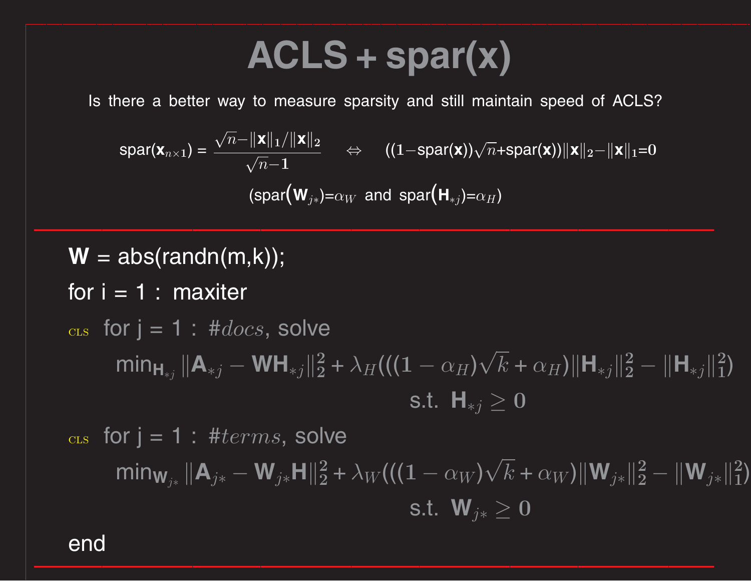# ACLS + spar(x)

Is there a better way to measure sparsity and still maintain speed of ACLS?

$$\text{spar}(\mathbf{x}_{n\times 1}) = \frac{\sqrt{n} - \|\mathbf{x}\|_1/\|\mathbf{x}\|_2}{\sqrt{n}-1} \quad \Leftrightarrow \quad ((1-\text{spar}(\mathbf{x}))\sqrt{n} + \text{spar}(\mathbf{x}))\|\mathbf{x}\|_2 - \|\mathbf{x}\|_1 = 0$$

$$(\text{spar}(\mathbf{W}_{j*}) = \alpha_W \text{ and } \text{spar}(\mathbf{H}_{*j}) = \alpha_H)$$

---

**W** = abs(randn(m,k));

for i = 1 : maxiter

CLS for j = 1 : $\#docs$, solve

$$\min_{\mathbf{H}_{*j}} \|\mathbf{A}_{*j} - \mathbf{W}\mathbf{H}_{*j}\|_2^2 + \lambda_H(((1-\alpha_H)\sqrt{k} + \alpha_H)\|\mathbf{H}_{*j}\|_2^2 - \|\mathbf{H}_{*j}\|_1^2)$$

$$\text{s.t. } \mathbf{H}_{*j} \geq 0$$

CLS for j = 1 : $\#terms$, solve

$$\min_{\mathbf{W}_{j*}} \|\mathbf{A}_{j*} - \mathbf{W}_{j*}\mathbf{H}\|_2^2 + \lambda_W(((1-\alpha_W)\sqrt{k} + \alpha_W)\|\mathbf{W}_{j*}\|_2^2 - \|\mathbf{W}_{j*}\|_1^2)$$

$$\text{s.t. } \mathbf{W}_{j*} \geq 0$$

end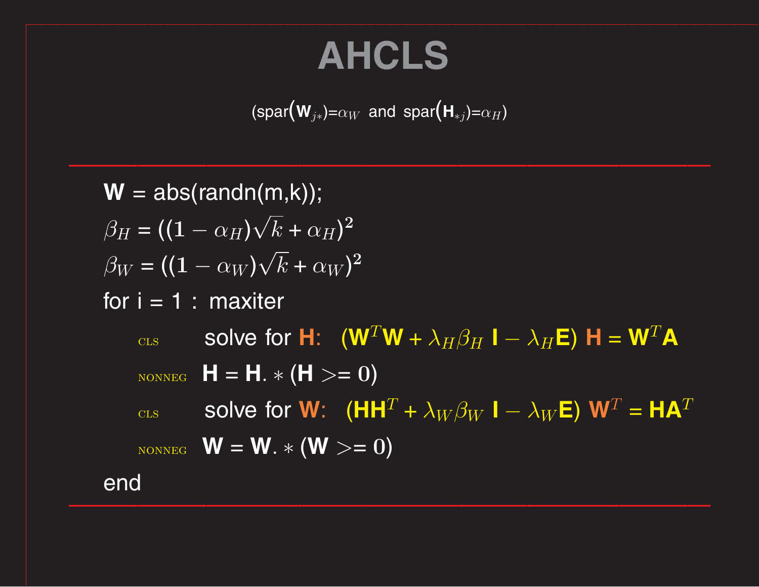# AHCLS

(spar($\mathbf{W}_{j*}$)=$\alpha_W$ and spar($\mathbf{H}_{*j}$)=$\alpha_H$)

---

$\mathbf{W}$ = abs(randn(m,k));

$\beta_H = ((1 - \alpha_H)\sqrt{k} + \alpha_H)^2$

$\beta_W = ((1 - \alpha_W)\sqrt{k} + \alpha_W)^2$

for i = 1 : maxiter

CLS   solve for $\mathbf{H}$: $(\mathbf{W}^T\mathbf{W} + \lambda_H\beta_H\,\mathbf{I} - \lambda_H\mathbf{E})\,\mathbf{H} = \mathbf{W}^T\mathbf{A}$

NONNEG   $\mathbf{H} = \mathbf{H}.*(\mathbf{H} >= 0)$

CLS   solve for $\mathbf{W}$: $(\mathbf{H}\mathbf{H}^T + \lambda_W\beta_W\,\mathbf{I} - \lambda_W\mathbf{E})\,\mathbf{W}^T = \mathbf{H}\mathbf{A}^T$

NONNEG   $\mathbf{W} = \mathbf{W}.*(\mathbf{W} >= 0)$

end

---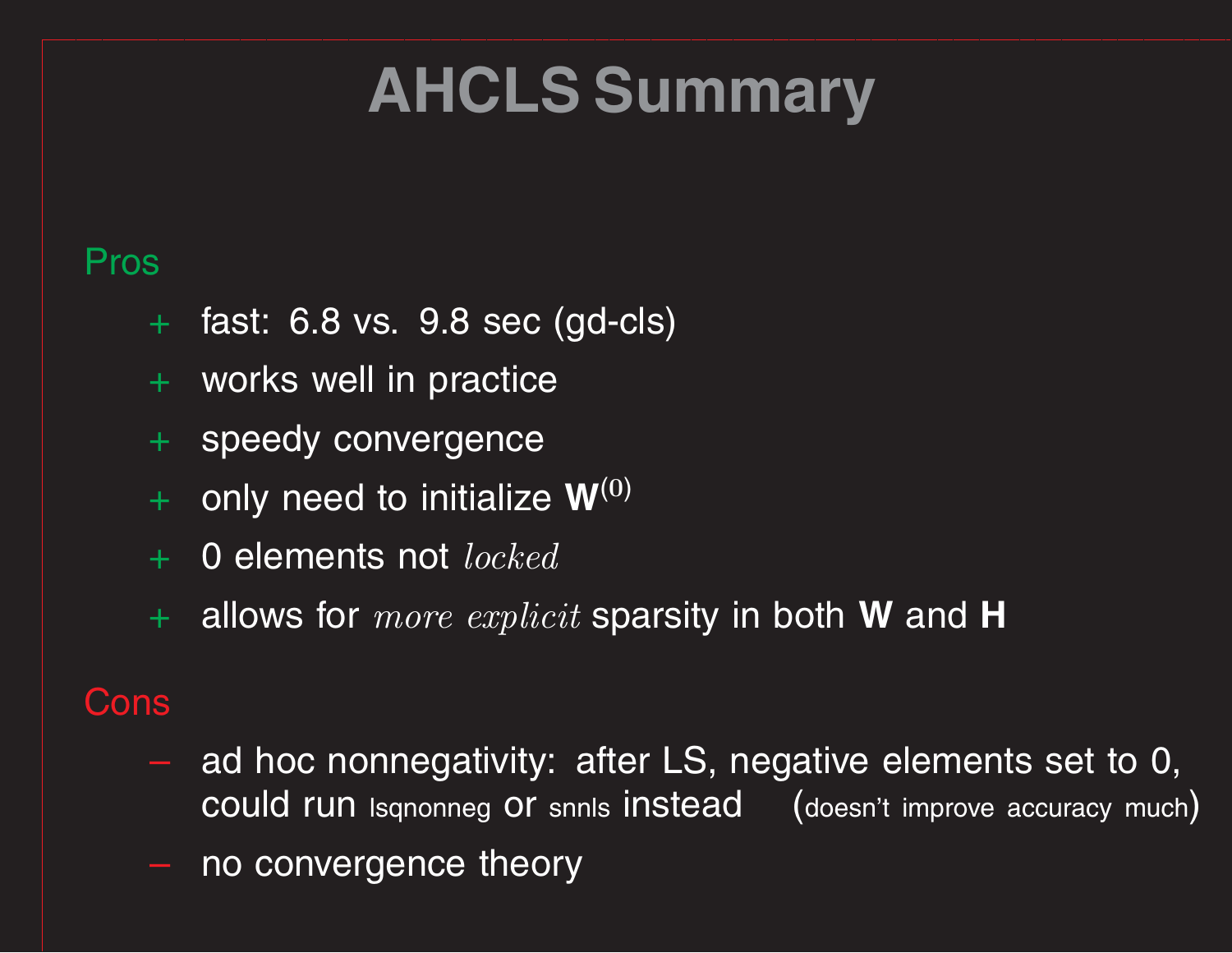# AHCLS Summary

**Pros**

- + fast: 6.8 vs. 9.8 sec (gd-cls)
- + works well in practice
- + speedy convergence
- + only need to initialize $\mathbf{W}^{(0)}$
- + 0 elements not *locked*
- + allows for *more explicit* sparsity in both **W** and **H**

**Cons**

- – ad hoc nonnegativity: after LS, negative elements set to 0, could run lsqnonneg or snnls instead (doesn't improve accuracy much)
- – no convergence theory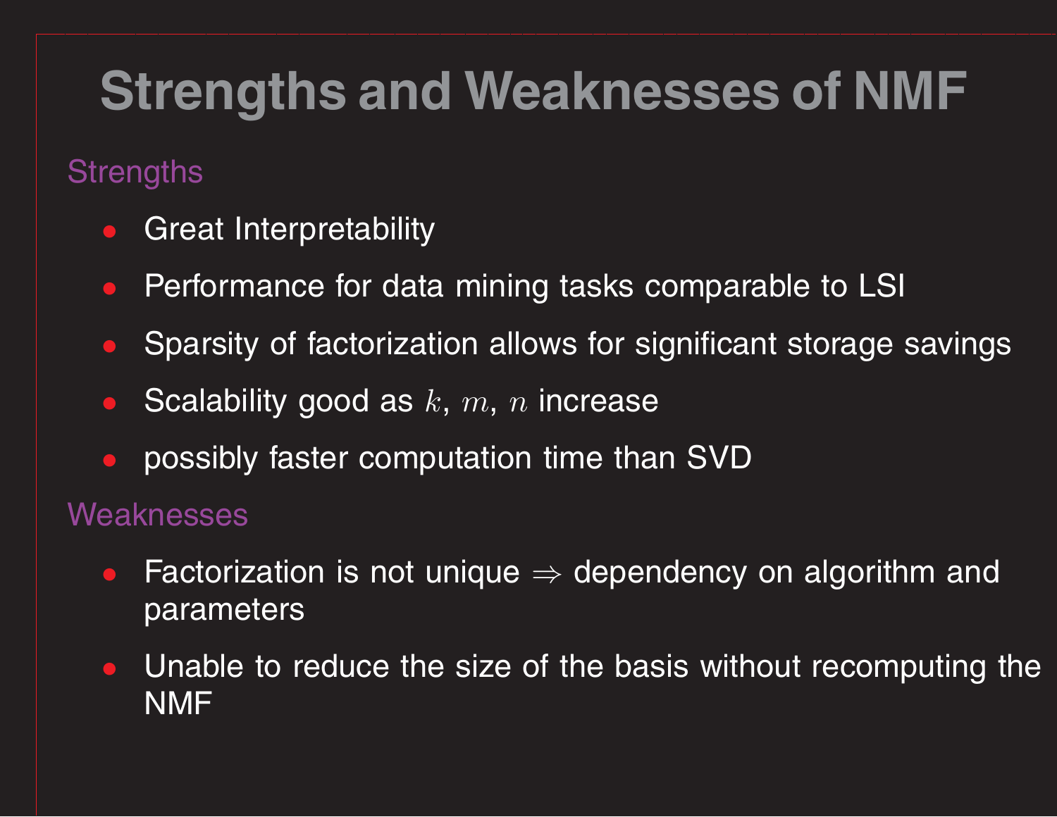# Strengths and Weaknesses of NMF

## Strengths

- Great Interpretability
- Performance for data mining tasks comparable to LSI
- Sparsity of factorization allows for significant storage savings
- Scalability good as $k$, $m$, $n$ increase
- possibly faster computation time than SVD

## Weaknesses

- Factorization is not unique $\Rightarrow$ dependency on algorithm and parameters
- Unable to reduce the size of the basis without recomputing the NMF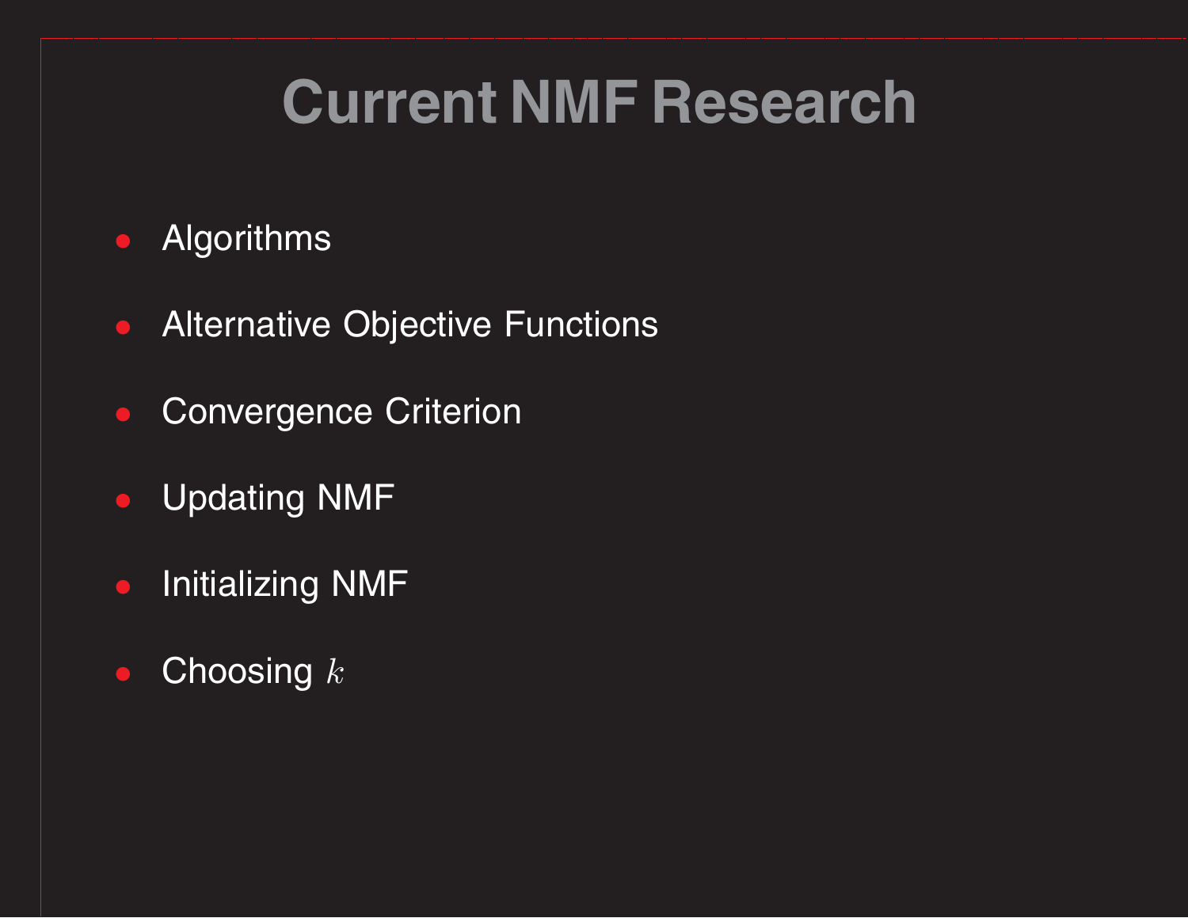# Current NMF Research

- Algorithms
- Alternative Objective Functions
- Convergence Criterion
- Updating NMF
- Initializing NMF
- Choosing $k$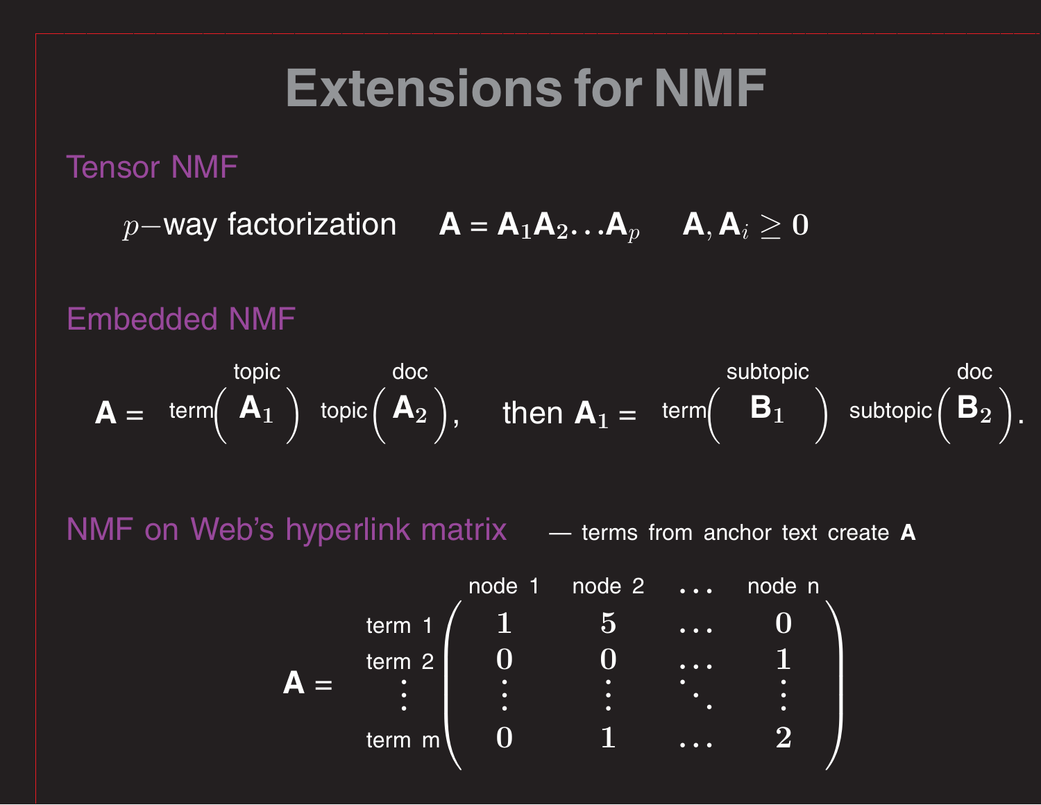# Extensions for NMF

## Tensor NMF

$p-$way factorization $\quad \mathbf{A} = \mathbf{A}_1\mathbf{A}_2\ldots\mathbf{A}_p \quad \mathbf{A}, \mathbf{A}_i \geq 0$

## Embedded NMF

$$\mathbf{A} = \text{term}\overset{\text{topic}}{\begin{pmatrix} \mathbf{A}_1 \end{pmatrix}} \;\text{topic}\overset{\text{doc}}{\begin{pmatrix} \mathbf{A}_2 \end{pmatrix}}, \quad \text{then } \mathbf{A}_1 = \text{term}\overset{\text{subtopic}}{\begin{pmatrix} \mathbf{B}_1 \end{pmatrix}} \;\text{subtopic}\overset{\text{doc}}{\begin{pmatrix} \mathbf{B}_2 \end{pmatrix}}.$$

## NMF on Web's hyperlink matrix

— terms from anchor text create **A**

$$\mathbf{A} = \begin{array}{c} \\ \text{term 1} \\ \text{term 2} \\ \vdots \\ \text{term m} \end{array} \begin{array}{c} \begin{array}{cccc} \text{node 1} & \text{node 2} & \ldots & \text{node n} \end{array} \\ \begin{pmatrix} 1 & 5 & \ldots & 0 \\ 0 & 0 & \ldots & 1 \\ \vdots & \vdots & \ddots & \vdots \\ 0 & 1 & \ldots & 2 \end{pmatrix} \end{array}$$